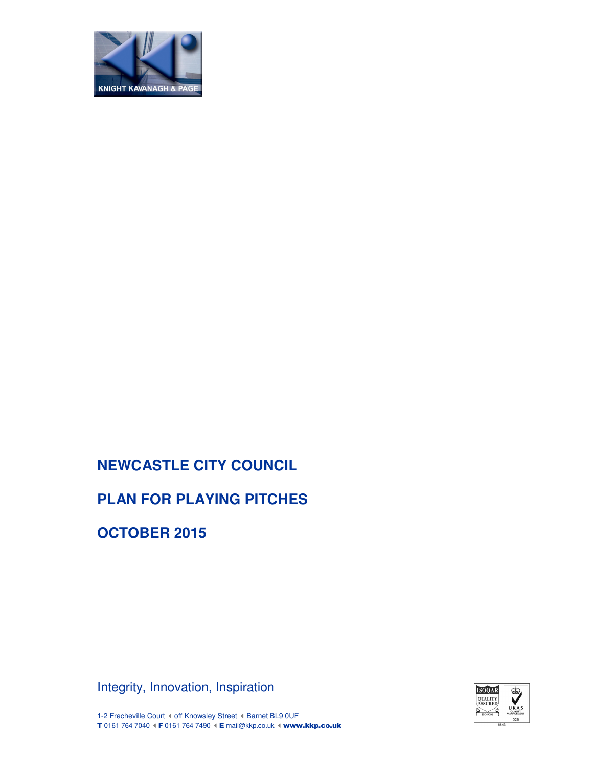KNIGHT KAVANAGH & PAGE

# NEWCASTLE CITY COUNCIL

# PLAN FOR PLAYING PITCHES

# OCTOBER 2015

Integrity, Innovation, Inspiration

1-2 Frecheville Court ◂ off Knowsley Street ◂ Barnet BL9 0UF
**T** 0161 764 7040 ◂ **F** 0161 764 7490 ◂ **E** mail@kkp.co.uk ◂ **www.kkp.co.uk**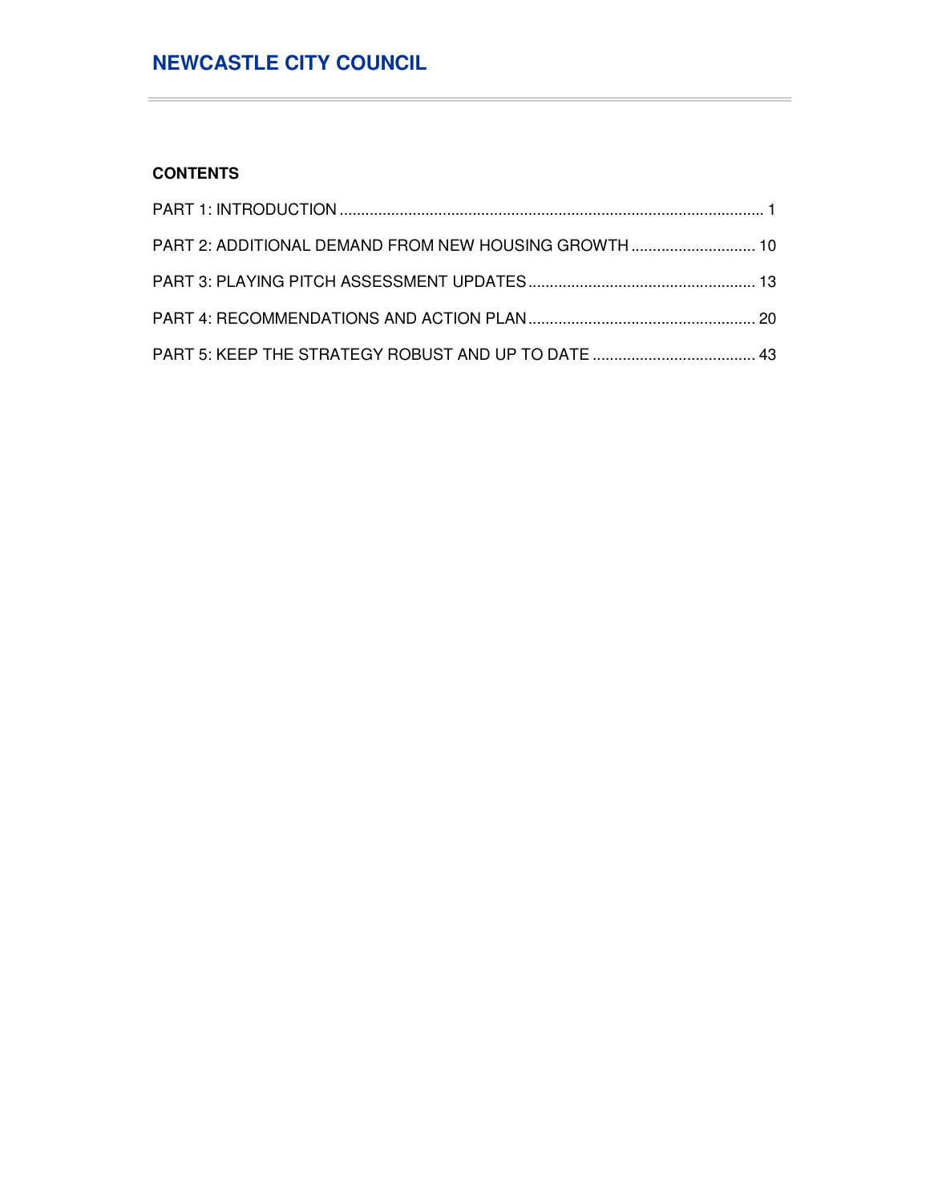**CONTENTS**

PART 1: INTRODUCTION ........................................................................................................ 1

PART 2: ADDITIONAL DEMAND FROM NEW HOUSING GROWTH ............................ 10

PART 3: PLAYING PITCH ASSESSMENT UPDATES ..................................................... 13

PART 4: RECOMMENDATIONS AND ACTION PLAN ..................................................... 20

PART 5: KEEP THE STRATEGY ROBUST AND UP TO DATE ...................................... 43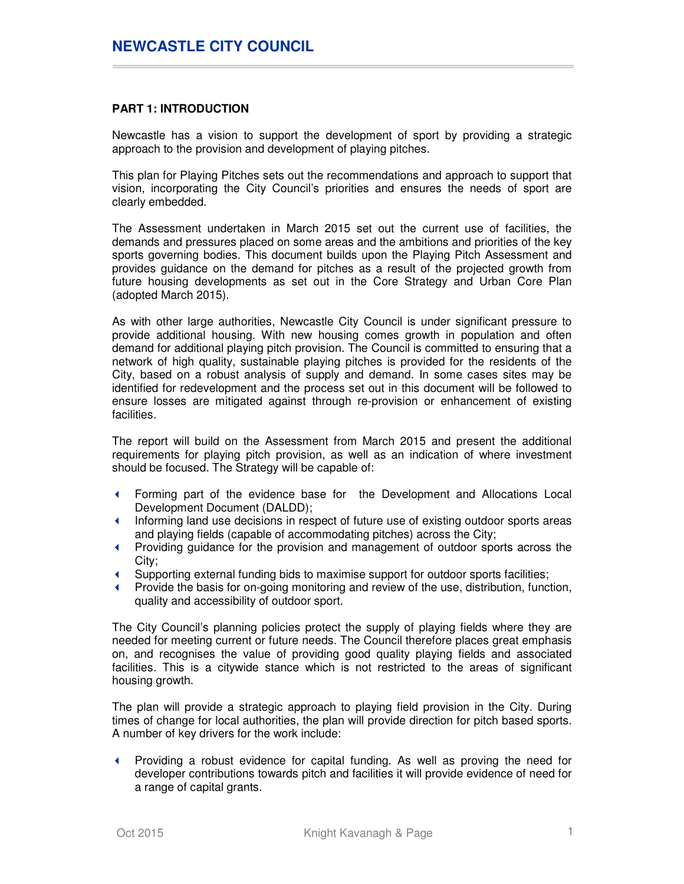## PART 1: INTRODUCTION

Newcastle has a vision to support the development of sport by providing a strategic approach to the provision and development of playing pitches.

This plan for Playing Pitches sets out the recommendations and approach to support that vision, incorporating the City Council's priorities and ensures the needs of sport are clearly embedded.

The Assessment undertaken in March 2015 set out the current use of facilities, the demands and pressures placed on some areas and the ambitions and priorities of the key sports governing bodies. This document builds upon the Playing Pitch Assessment and provides guidance on the demand for pitches as a result of the projected growth from future housing developments as set out in the Core Strategy and Urban Core Plan (adopted March 2015).

As with other large authorities, Newcastle City Council is under significant pressure to provide additional housing. With new housing comes growth in population and often demand for additional playing pitch provision. The Council is committed to ensuring that a network of high quality, sustainable playing pitches is provided for the residents of the City, based on a robust analysis of supply and demand. In some cases sites may be identified for redevelopment and the process set out in this document will be followed to ensure losses are mitigated against through re-provision or enhancement of existing facilities.

The report will build on the Assessment from March 2015 and present the additional requirements for playing pitch provision, as well as an indication of where investment should be focused. The Strategy will be capable of:

- Forming part of the evidence base for the Development and Allocations Local Development Document (DALDD);
- Informing land use decisions in respect of future use of existing outdoor sports areas and playing fields (capable of accommodating pitches) across the City;
- Providing guidance for the provision and management of outdoor sports across the City;
- Supporting external funding bids to maximise support for outdoor sports facilities;
- Provide the basis for on-going monitoring and review of the use, distribution, function, quality and accessibility of outdoor sport.

The City Council's planning policies protect the supply of playing fields where they are needed for meeting current or future needs. The Council therefore places great emphasis on, and recognises the value of providing good quality playing fields and associated facilities. This is a citywide stance which is not restricted to the areas of significant housing growth.

The plan will provide a strategic approach to playing field provision in the City. During times of change for local authorities, the plan will provide direction for pitch based sports. A number of key drivers for the work include:

- Providing a robust evidence for capital funding. As well as proving the need for developer contributions towards pitch and facilities it will provide evidence of need for a range of capital grants.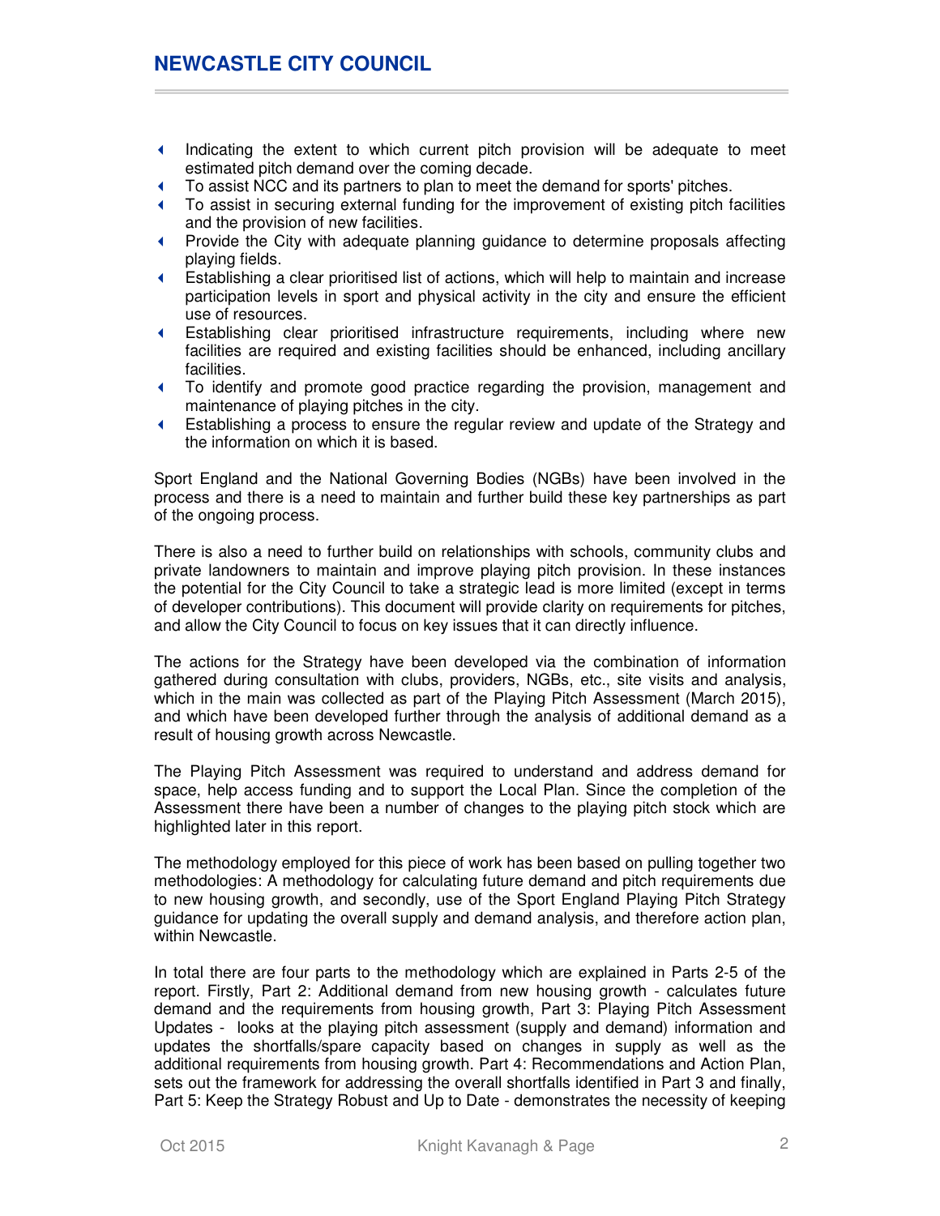- Indicating the extent to which current pitch provision will be adequate to meet estimated pitch demand over the coming decade.
- To assist NCC and its partners to plan to meet the demand for sports' pitches.
- To assist in securing external funding for the improvement of existing pitch facilities and the provision of new facilities.
- Provide the City with adequate planning guidance to determine proposals affecting playing fields.
- Establishing a clear prioritised list of actions, which will help to maintain and increase participation levels in sport and physical activity in the city and ensure the efficient use of resources.
- Establishing clear prioritised infrastructure requirements, including where new facilities are required and existing facilities should be enhanced, including ancillary facilities.
- To identify and promote good practice regarding the provision, management and maintenance of playing pitches in the city.
- Establishing a process to ensure the regular review and update of the Strategy and the information on which it is based.

Sport England and the National Governing Bodies (NGBs) have been involved in the process and there is a need to maintain and further build these key partnerships as part of the ongoing process.

There is also a need to further build on relationships with schools, community clubs and private landowners to maintain and improve playing pitch provision. In these instances the potential for the City Council to take a strategic lead is more limited (except in terms of developer contributions). This document will provide clarity on requirements for pitches, and allow the City Council to focus on key issues that it can directly influence.

The actions for the Strategy have been developed via the combination of information gathered during consultation with clubs, providers, NGBs, etc., site visits and analysis, which in the main was collected as part of the Playing Pitch Assessment (March 2015), and which have been developed further through the analysis of additional demand as a result of housing growth across Newcastle.

The Playing Pitch Assessment was required to understand and address demand for space, help access funding and to support the Local Plan. Since the completion of the Assessment there have been a number of changes to the playing pitch stock which are highlighted later in this report.

The methodology employed for this piece of work has been based on pulling together two methodologies: A methodology for calculating future demand and pitch requirements due to new housing growth, and secondly, use of the Sport England Playing Pitch Strategy guidance for updating the overall supply and demand analysis, and therefore action plan, within Newcastle.

In total there are four parts to the methodology which are explained in Parts 2-5 of the report. Firstly, Part 2: Additional demand from new housing growth - calculates future demand and the requirements from housing growth, Part 3: Playing Pitch Assessment Updates - looks at the playing pitch assessment (supply and demand) information and updates the shortfalls/spare capacity based on changes in supply as well as the additional requirements from housing growth. Part 4: Recommendations and Action Plan, sets out the framework for addressing the overall shortfalls identified in Part 3 and finally, Part 5: Keep the Strategy Robust and Up to Date - demonstrates the necessity of keeping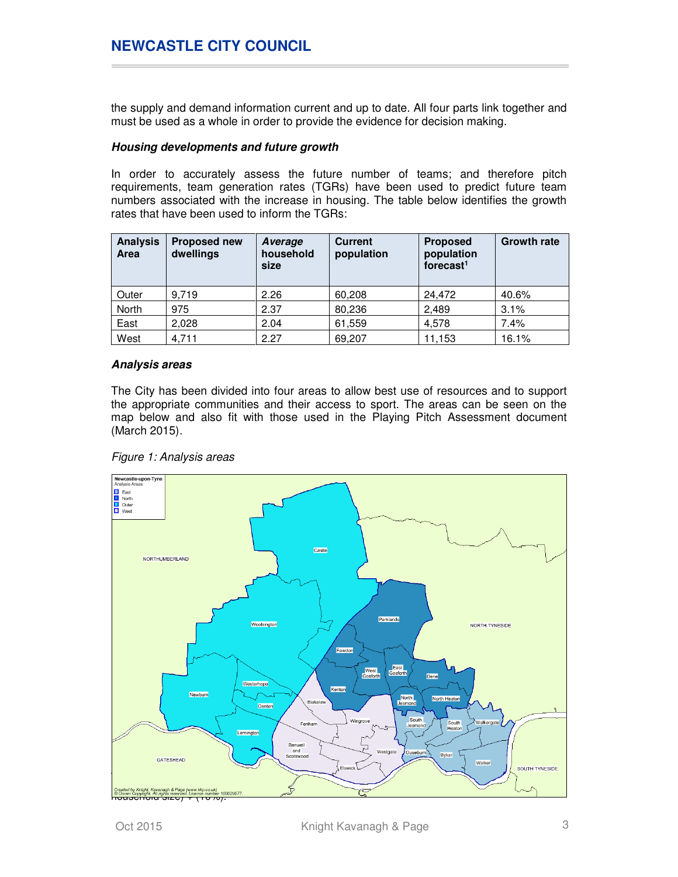the supply and demand information current and up to date. All four parts link together and must be used as a whole in order to provide the evidence for decision making.

***Housing developments and future growth***

In order to accurately assess the future number of teams; and therefore pitch requirements, team generation rates (TGRs) have been used to predict future team numbers associated with the increase in housing. The table below identifies the growth rates that have been used to inform the TGRs:

| Analysis Area | Proposed new dwellings | *Average* household size | Current population | Proposed population forecast[1] | Growth rate |
|---|---|---|---|---|---|
| Outer | 9,719 | 2.26 | 60,208 | 24,472 | 40.6% |
| North | 975 | 2.37 | 80,236 | 2,489 | 3.1% |
| East | 2,028 | 2.04 | 61,559 | 4,578 | 7.4% |
| West | 4,711 | 2.27 | 69,207 | 11,153 | 16.1% |

***Analysis areas***

The City has been divided into four areas to allow best use of resources and to support the appropriate communities and their access to sport. The areas can be seen on the map below and also fit with those used in the Playing Pitch Assessment document (March 2015).

*Figure 1: Analysis areas*

household size) + (10%).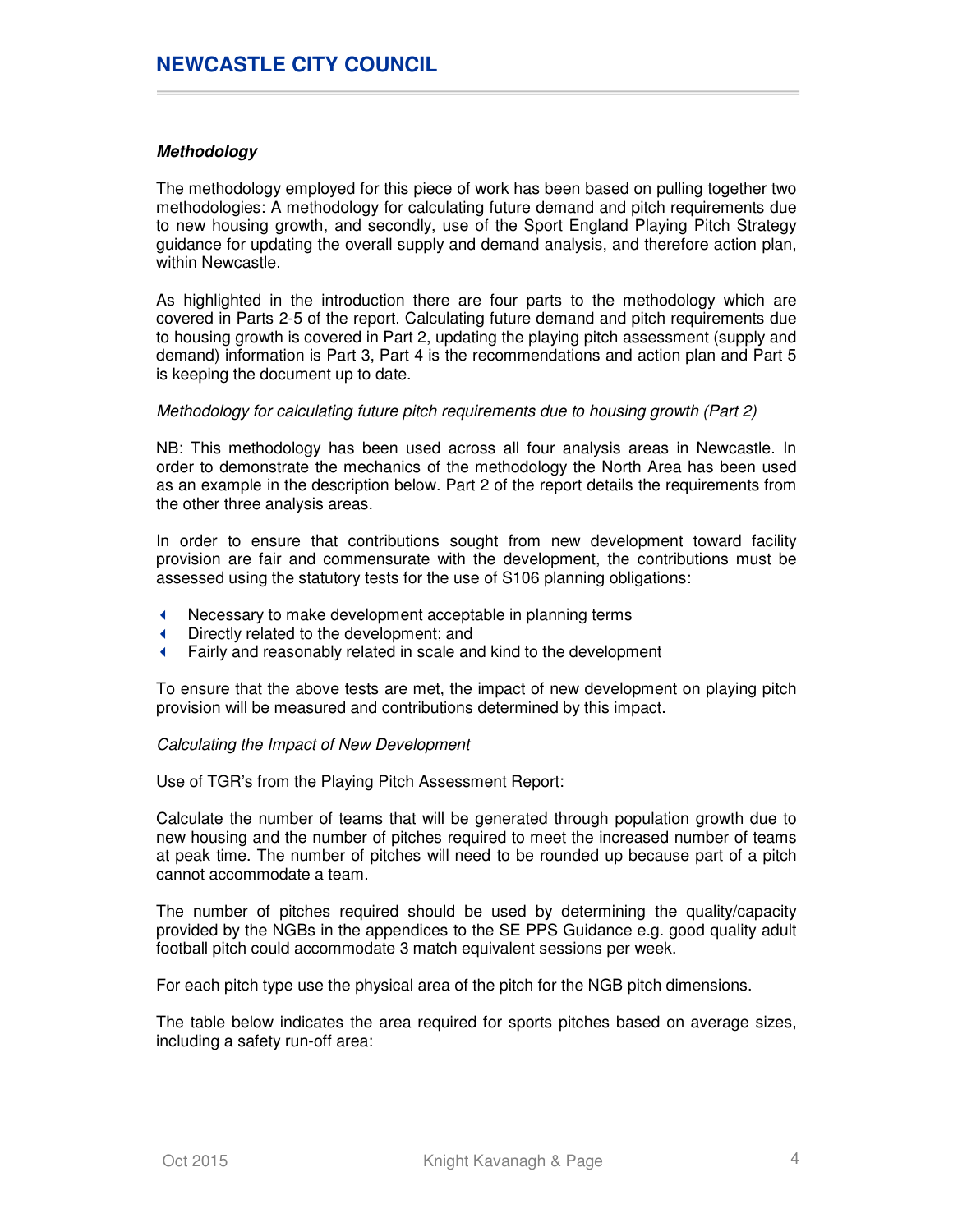### *Methodology*

The methodology employed for this piece of work has been based on pulling together two methodologies: A methodology for calculating future demand and pitch requirements due to new housing growth, and secondly, use of the Sport England Playing Pitch Strategy guidance for updating the overall supply and demand analysis, and therefore action plan, within Newcastle.

As highlighted in the introduction there are four parts to the methodology which are covered in Parts 2-5 of the report. Calculating future demand and pitch requirements due to housing growth is covered in Part 2, updating the playing pitch assessment (supply and demand) information is Part 3, Part 4 is the recommendations and action plan and Part 5 is keeping the document up to date.

*Methodology for calculating future pitch requirements due to housing growth (Part 2)*

NB: This methodology has been used across all four analysis areas in Newcastle. In order to demonstrate the mechanics of the methodology the North Area has been used as an example in the description below. Part 2 of the report details the requirements from the other three analysis areas.

In order to ensure that contributions sought from new development toward facility provision are fair and commensurate with the development, the contributions must be assessed using the statutory tests for the use of S106 planning obligations:

- Necessary to make development acceptable in planning terms
- Directly related to the development; and
- Fairly and reasonably related in scale and kind to the development

To ensure that the above tests are met, the impact of new development on playing pitch provision will be measured and contributions determined by this impact.

*Calculating the Impact of New Development*

Use of TGR's from the Playing Pitch Assessment Report:

Calculate the number of teams that will be generated through population growth due to new housing and the number of pitches required to meet the increased number of teams at peak time. The number of pitches will need to be rounded up because part of a pitch cannot accommodate a team.

The number of pitches required should be used by determining the quality/capacity provided by the NGBs in the appendices to the SE PPS Guidance e.g. good quality adult football pitch could accommodate 3 match equivalent sessions per week.

For each pitch type use the physical area of the pitch for the NGB pitch dimensions.

The table below indicates the area required for sports pitches based on average sizes, including a safety run-off area: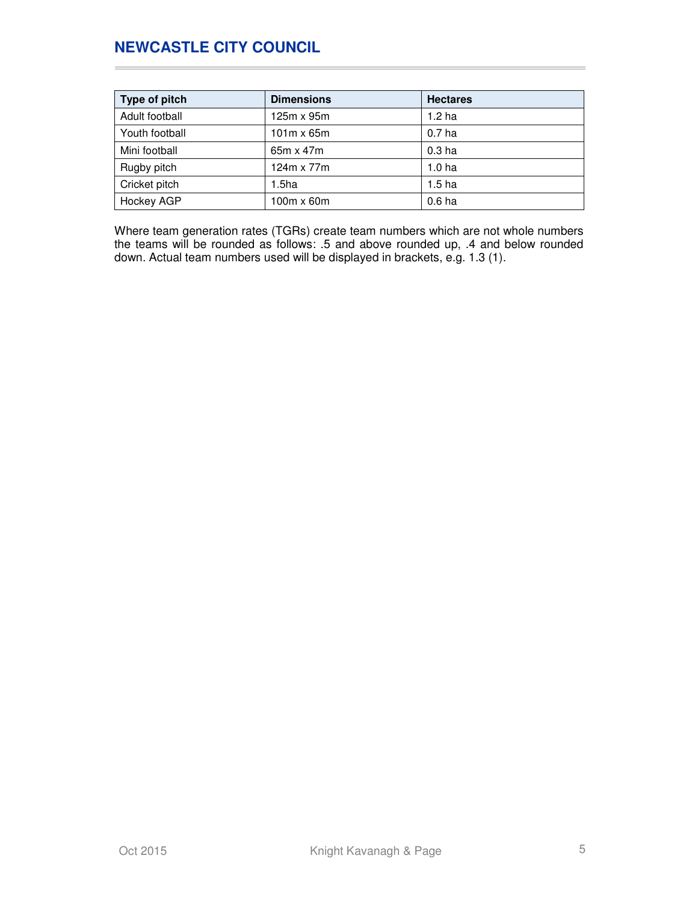| Type of pitch | Dimensions | Hectares |
| --- | --- | --- |
| Adult football | 125m x 95m | 1.2 ha |
| Youth football | 101m x 65m | 0.7 ha |
| Mini football | 65m x 47m | 0.3 ha |
| Rugby pitch | 124m x 77m | 1.0 ha |
| Cricket pitch | 1.5ha | 1.5 ha |
| Hockey AGP | 100m x 60m | 0.6 ha |

Where team generation rates (TGRs) create team numbers which are not whole numbers the teams will be rounded as follows: .5 and above rounded up, .4 and below rounded down. Actual team numbers used will be displayed in brackets, e.g. 1.3 (1).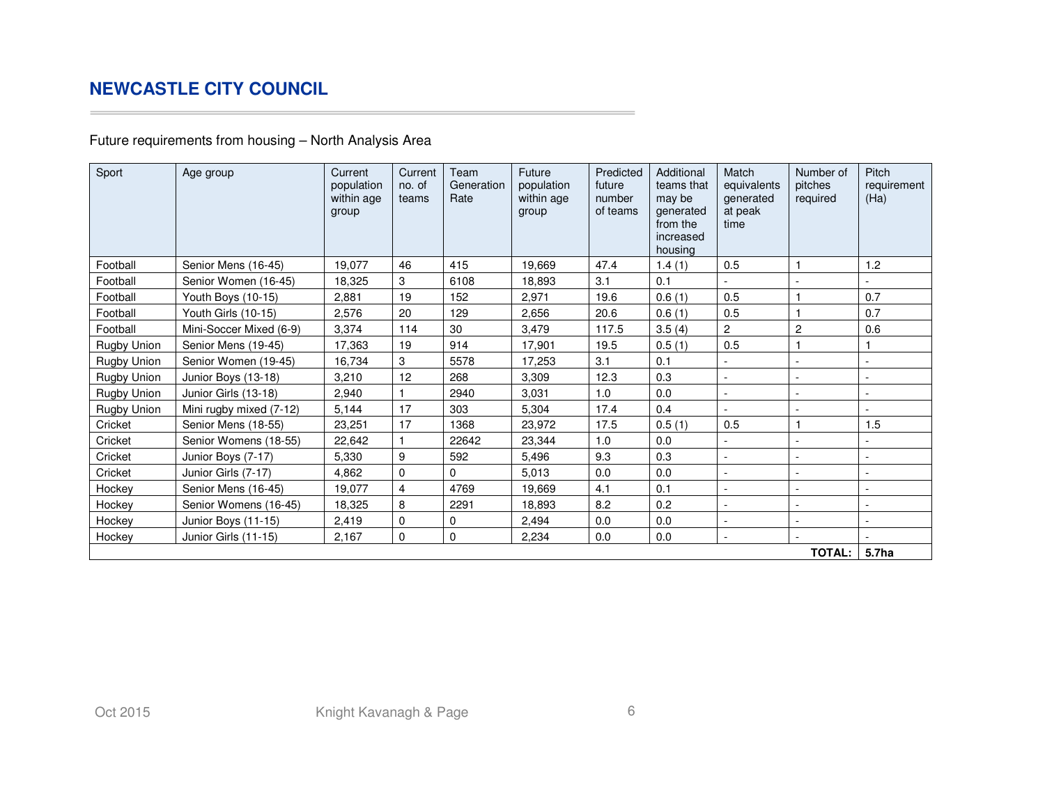## NEWCASTLE CITY COUNCIL

Future requirements from housing – North Analysis Area

| Sport | Age group | Current population within age group | Current no. of teams | Team Generation Rate | Future population within age group | Predicted future number of teams | Additional teams that may be generated from the increased housing | Match equivalents generated at peak time | Number of pitches required | Pitch requirement (Ha) |
|---|---|---|---|---|---|---|---|---|---|---|
| Football | Senior Mens (16-45) | 19,077 | 46 | 415 | 19,669 | 47.4 | 1.4 (1) | 0.5 | 1 | 1.2 |
| Football | Senior Women (16-45) | 18,325 | 3 | 6108 | 18,893 | 3.1 | 0.1 | - | - | - |
| Football | Youth Boys (10-15) | 2,881 | 19 | 152 | 2,971 | 19.6 | 0.6 (1) | 0.5 | 1 | 0.7 |
| Football | Youth Girls (10-15) | 2,576 | 20 | 129 | 2,656 | 20.6 | 0.6 (1) | 0.5 | 1 | 0.7 |
| Football | Mini-Soccer Mixed (6-9) | 3,374 | 114 | 30 | 3,479 | 117.5 | 3.5 (4) | 2 | 2 | 0.6 |
| Rugby Union | Senior Mens (19-45) | 17,363 | 19 | 914 | 17,901 | 19.5 | 0.5 (1) | 0.5 | 1 | 1 |
| Rugby Union | Senior Women (19-45) | 16,734 | 3 | 5578 | 17,253 | 3.1 | 0.1 | - | - | - |
| Rugby Union | Junior Boys (13-18) | 3,210 | 12 | 268 | 3,309 | 12.3 | 0.3 | - | - | - |
| Rugby Union | Junior Girls (13-18) | 2,940 | 1 | 2940 | 3,031 | 1.0 | 0.0 | - | - | - |
| Rugby Union | Mini rugby mixed (7-12) | 5,144 | 17 | 303 | 5,304 | 17.4 | 0.4 | - | - | - |
| Cricket | Senior Mens (18-55) | 23,251 | 17 | 1368 | 23,972 | 17.5 | 0.5 (1) | 0.5 | 1 | 1.5 |
| Cricket | Senior Womens (18-55) | 22,642 | 1 | 22642 | 23,344 | 1.0 | 0.0 | - | - | - |
| Cricket | Junior Boys (7-17) | 5,330 | 9 | 592 | 5,496 | 9.3 | 0.3 | - | - | - |
| Cricket | Junior Girls (7-17) | 4,862 | 0 | 0 | 5,013 | 0.0 | 0.0 | - | - | - |
| Hockey | Senior Mens (16-45) | 19,077 | 4 | 4769 | 19,669 | 4.1 | 0.1 | - | - | - |
| Hockey | Senior Womens (16-45) | 18,325 | 8 | 2291 | 18,893 | 8.2 | 0.2 | - | - | - |
| Hockey | Junior Boys (11-15) | 2,419 | 0 | 0 | 2,494 | 0.0 | 0.0 | - | - | - |
| Hockey | Junior Girls (11-15) | 2,167 | 0 | 0 | 2,234 | 0.0 | 0.0 | - | - | - |
| | | | | | | | | | **TOTAL:** | **5.7ha** |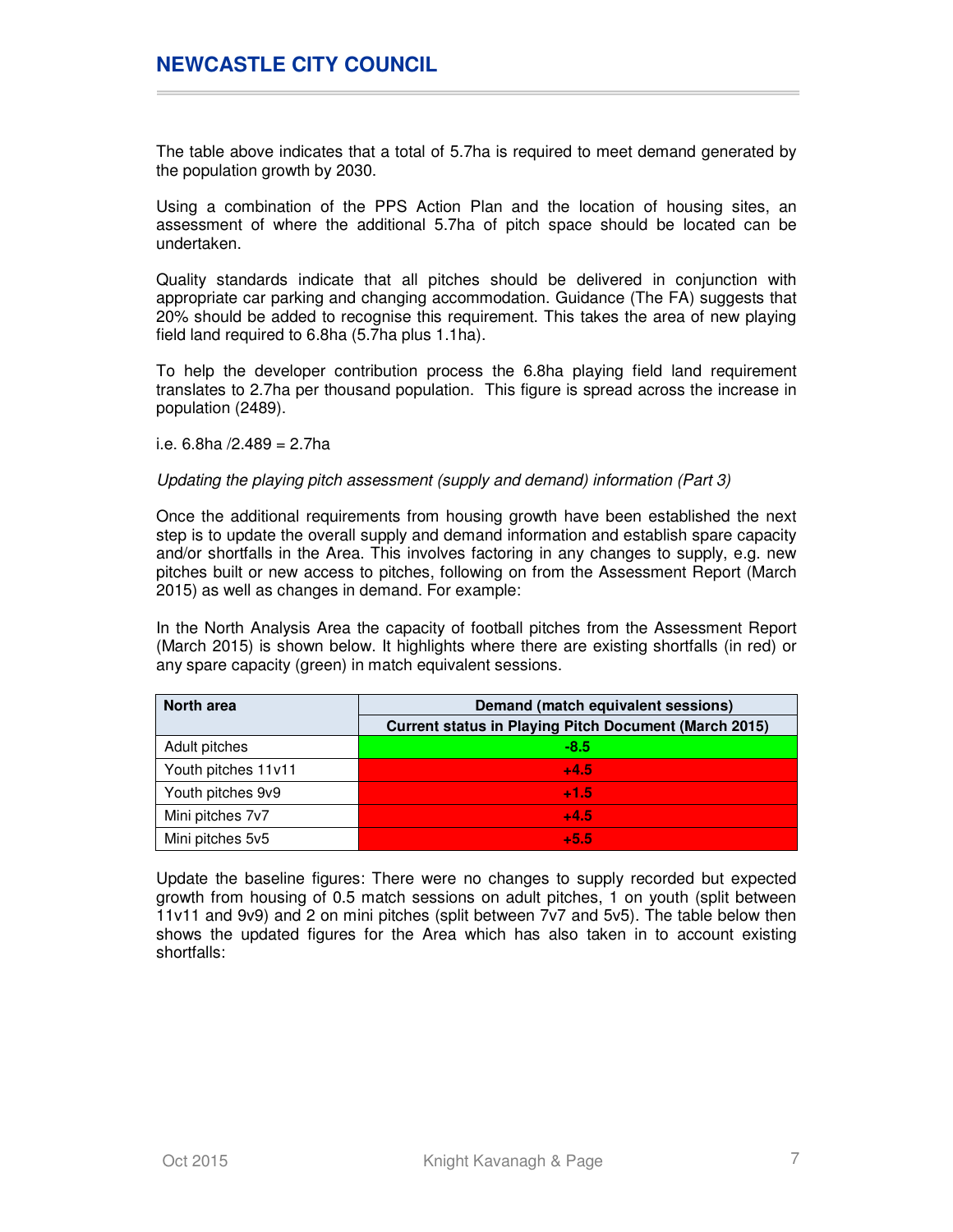The table above indicates that a total of 5.7ha is required to meet demand generated by the population growth by 2030.

Using a combination of the PPS Action Plan and the location of housing sites, an assessment of where the additional 5.7ha of pitch space should be located can be undertaken.

Quality standards indicate that all pitches should be delivered in conjunction with appropriate car parking and changing accommodation. Guidance (The FA) suggests that 20% should be added to recognise this requirement. This takes the area of new playing field land required to 6.8ha (5.7ha plus 1.1ha).

To help the developer contribution process the 6.8ha playing field land requirement translates to 2.7ha per thousand population. This figure is spread across the increase in population (2489).

i.e. 6.8ha /2.489 = 2.7ha

*Updating the playing pitch assessment (supply and demand) information (Part 3)*

Once the additional requirements from housing growth have been established the next step is to update the overall supply and demand information and establish spare capacity and/or shortfalls in the Area. This involves factoring in any changes to supply, e.g. new pitches built or new access to pitches, following on from the Assessment Report (March 2015) as well as changes in demand. For example:

In the North Analysis Area the capacity of football pitches from the Assessment Report (March 2015) is shown below. It highlights where there are existing shortfalls (in red) or any spare capacity (green) in match equivalent sessions.

| North area | Demand (match equivalent sessions) |
|---|---|
| | Current status in Playing Pitch Document (March 2015) |
| Adult pitches | -8.5 |
| Youth pitches 11v11 | +4.5 |
| Youth pitches 9v9 | +1.5 |
| Mini pitches 7v7 | +4.5 |
| Mini pitches 5v5 | +5.5 |

Update the baseline figures: There were no changes to supply recorded but expected growth from housing of 0.5 match sessions on adult pitches, 1 on youth (split between 11v11 and 9v9) and 2 on mini pitches (split between 7v7 and 5v5). The table below then shows the updated figures for the Area which has also taken in to account existing shortfalls: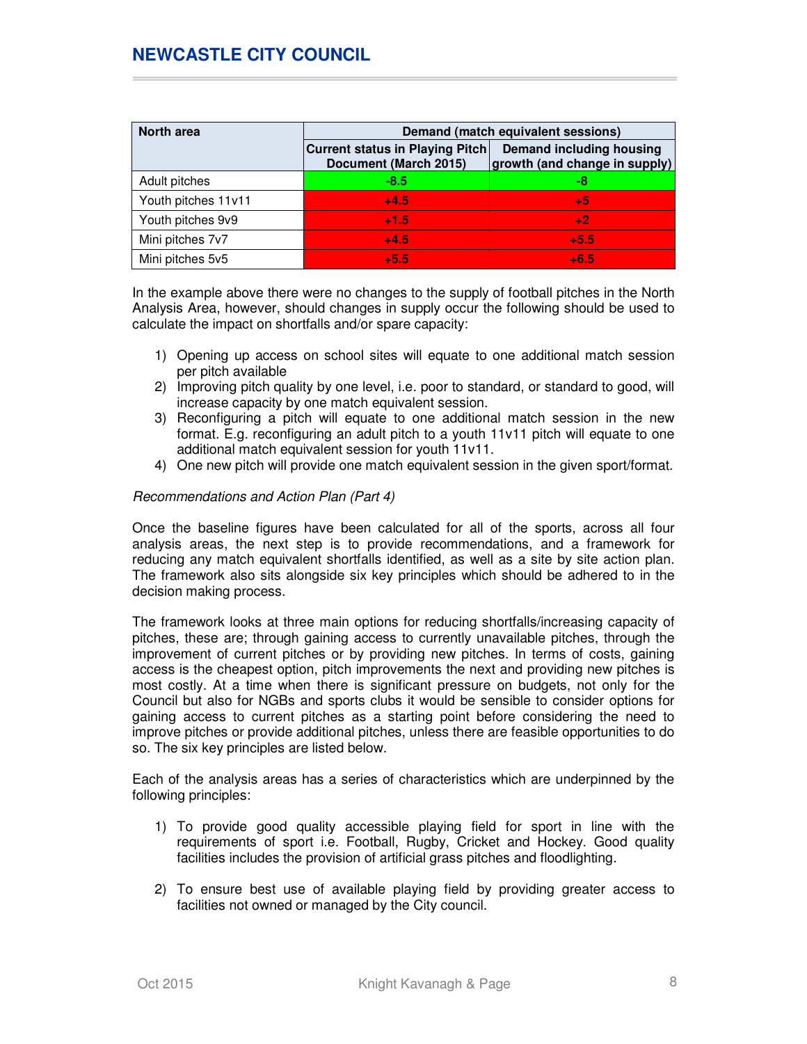| North area | Demand (match equivalent sessions) | |
|---|---|---|
| | Current status in Playing Pitch Document (March 2015) | Demand including housing growth (and change in supply) |
| Adult pitches | -8.5 | -8 |
| Youth pitches 11v11 | +4.5 | +5 |
| Youth pitches 9v9 | +1.5 | +2 |
| Mini pitches 7v7 | +4.5 | +5.5 |
| Mini pitches 5v5 | +5.5 | +6.5 |

In the example above there were no changes to the supply of football pitches in the North Analysis Area, however, should changes in supply occur the following should be used to calculate the impact on shortfalls and/or spare capacity:

1) Opening up access on school sites will equate to one additional match session per pitch available
2) Improving pitch quality by one level, i.e. poor to standard, or standard to good, will increase capacity by one match equivalent session.
3) Reconfiguring a pitch will equate to one additional match session in the new format. E.g. reconfiguring an adult pitch to a youth 11v11 pitch will equate to one additional match equivalent session for youth 11v11.
4) One new pitch will provide one match equivalent session in the given sport/format.

*Recommendations and Action Plan (Part 4)*

Once the baseline figures have been calculated for all of the sports, across all four analysis areas, the next step is to provide recommendations, and a framework for reducing any match equivalent shortfalls identified, as well as a site by site action plan. The framework also sits alongside six key principles which should be adhered to in the decision making process.

The framework looks at three main options for reducing shortfalls/increasing capacity of pitches, these are; through gaining access to currently unavailable pitches, through the improvement of current pitches or by providing new pitches. In terms of costs, gaining access is the cheapest option, pitch improvements the next and providing new pitches is most costly. At a time when there is significant pressure on budgets, not only for the Council but also for NGBs and sports clubs it would be sensible to consider options for gaining access to current pitches as a starting point before considering the need to improve pitches or provide additional pitches, unless there are feasible opportunities to do so. The six key principles are listed below.

Each of the analysis areas has a series of characteristics which are underpinned by the following principles:

1) To provide good quality accessible playing field for sport in line with the requirements of sport i.e. Football, Rugby, Cricket and Hockey. Good quality facilities includes the provision of artificial grass pitches and floodlighting.

2) To ensure best use of available playing field by providing greater access to facilities not owned or managed by the City council.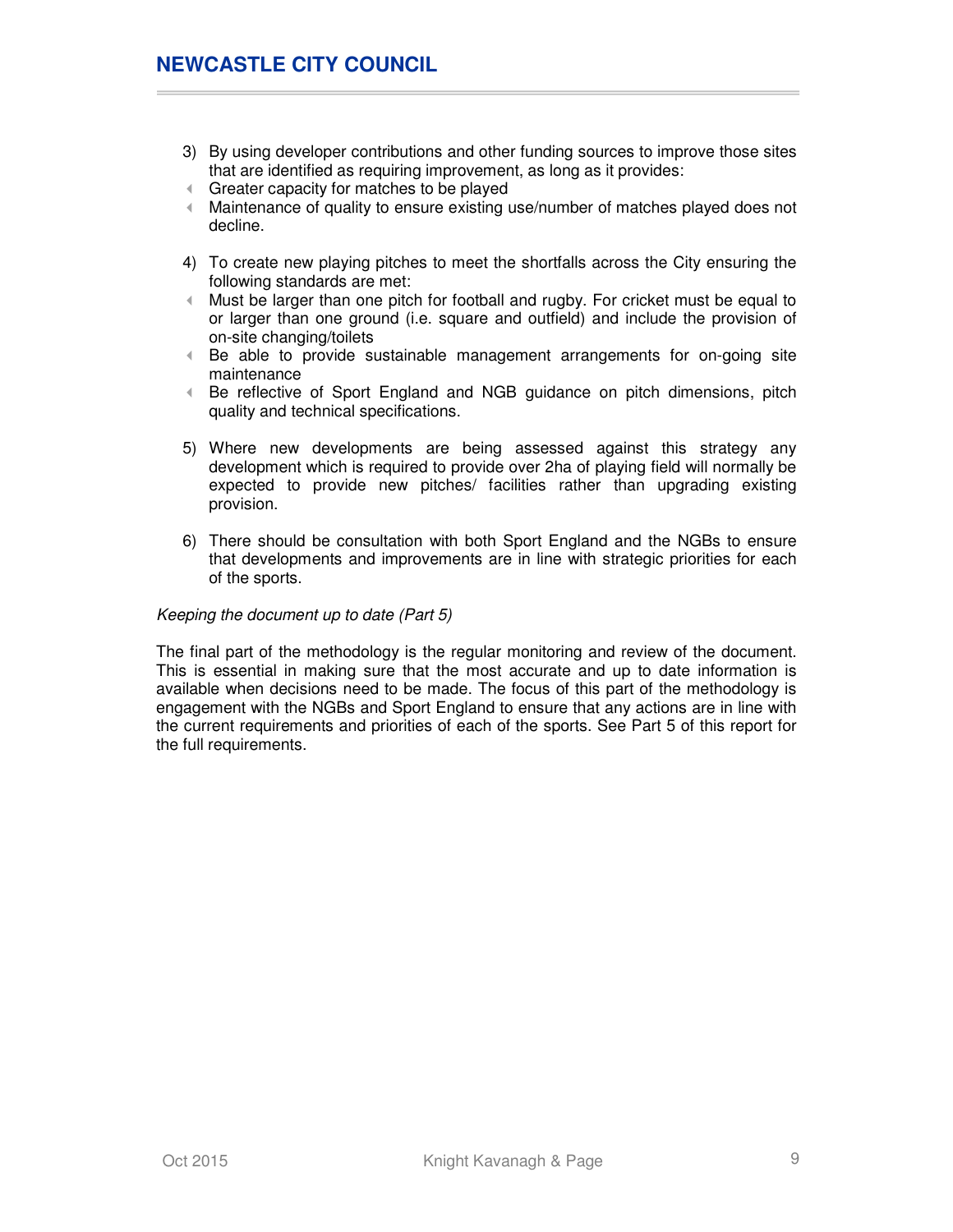3) By using developer contributions and other funding sources to improve those sites that are identified as requiring improvement, as long as it provides:
   - Greater capacity for matches to be played
   - Maintenance of quality to ensure existing use/number of matches played does not decline.

4) To create new playing pitches to meet the shortfalls across the City ensuring the following standards are met:
   - Must be larger than one pitch for football and rugby. For cricket must be equal to or larger than one ground (i.e. square and outfield) and include the provision of on-site changing/toilets
   - Be able to provide sustainable management arrangements for on-going site maintenance
   - Be reflective of Sport England and NGB guidance on pitch dimensions, pitch quality and technical specifications.

5) Where new developments are being assessed against this strategy any development which is required to provide over 2ha of playing field will normally be expected to provide new pitches/ facilities rather than upgrading existing provision.

6) There should be consultation with both Sport England and the NGBs to ensure that developments and improvements are in line with strategic priorities for each of the sports.

*Keeping the document up to date (Part 5)*

The final part of the methodology is the regular monitoring and review of the document. This is essential in making sure that the most accurate and up to date information is available when decisions need to be made. The focus of this part of the methodology is engagement with the NGBs and Sport England to ensure that any actions are in line with the current requirements and priorities of each of the sports. See Part 5 of this report for the full requirements.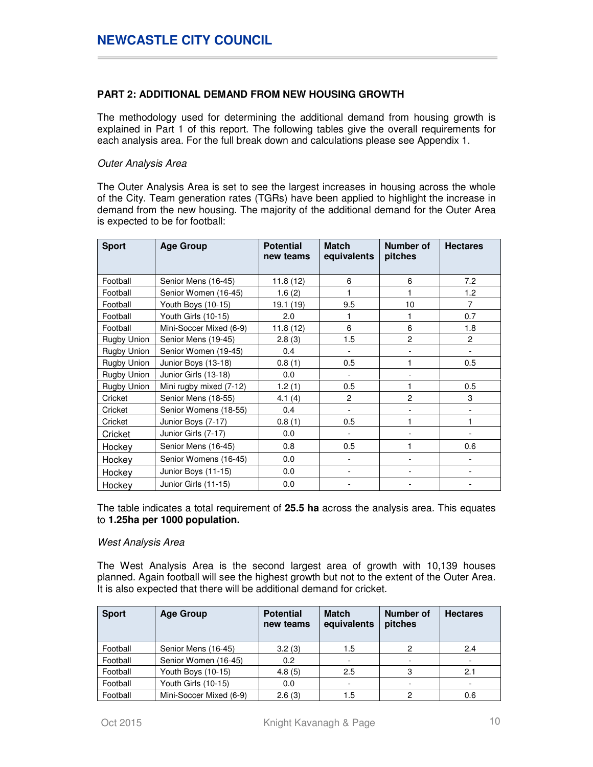## PART 2: ADDITIONAL DEMAND FROM NEW HOUSING GROWTH

The methodology used for determining the additional demand from housing growth is explained in Part 1 of this report. The following tables give the overall requirements for each analysis area. For the full break down and calculations please see Appendix 1.

*Outer Analysis Area*

The Outer Analysis Area is set to see the largest increases in housing across the whole of the City. Team generation rates (TGRs) have been applied to highlight the increase in demand from the new housing. The majority of the additional demand for the Outer Area is expected to be for football:

| Sport | Age Group | Potential new teams | Match equivalents | Number of pitches | Hectares |
|---|---|---|---|---|---|
| Football | Senior Mens (16-45) | 11.8 (12) | 6 | 6 | 7.2 |
| Football | Senior Women (16-45) | 1.6 (2) | 1 | 1 | 1.2 |
| Football | Youth Boys (10-15) | 19.1 (19) | 9.5 | 10 | 7 |
| Football | Youth Girls (10-15) | 2.0 | 1 | 1 | 0.7 |
| Football | Mini-Soccer Mixed (6-9) | 11.8 (12) | 6 | 6 | 1.8 |
| Rugby Union | Senior Mens (19-45) | 2.8 (3) | 1.5 | 2 | 2 |
| Rugby Union | Senior Women (19-45) | 0.4 | - | - | - |
| Rugby Union | Junior Boys (13-18) | 0.8 (1) | 0.5 | 1 | 0.5 |
| Rugby Union | Junior Girls (13-18) | 0.0 | - | - | |
| Rugby Union | Mini rugby mixed (7-12) | 1.2 (1) | 0.5 | 1 | 0.5 |
| Cricket | Senior Mens (18-55) | 4.1 (4) | 2 | 2 | 3 |
| Cricket | Senior Womens (18-55) | 0.4 | - | - | - |
| Cricket | Junior Boys (7-17) | 0.8 (1) | 0.5 | 1 | 1 |
| Cricket | Junior Girls (7-17) | 0.0 | - | - | - |
| Hockey | Senior Mens (16-45) | 0.8 | 0.5 | 1 | 0.6 |
| Hockey | Senior Womens (16-45) | 0.0 | - | - | - |
| Hockey | Junior Boys (11-15) | 0.0 | - | - | - |
| Hockey | Junior Girls (11-15) | 0.0 | - | - | - |

The table indicates a total requirement of **25.5 ha** across the analysis area. This equates to **1.25ha per 1000 population.**

*West Analysis Area*

The West Analysis Area is the second largest area of growth with 10,139 houses planned. Again football will see the highest growth but not to the extent of the Outer Area. It is also expected that there will be additional demand for cricket.

| Sport | Age Group | Potential new teams | Match equivalents | Number of pitches | Hectares |
|---|---|---|---|---|---|
| Football | Senior Mens (16-45) | 3.2 (3) | 1.5 | 2 | 2.4 |
| Football | Senior Women (16-45) | 0.2 | - | - | - |
| Football | Youth Boys (10-15) | 4.8 (5) | 2.5 | 3 | 2.1 |
| Football | Youth Girls (10-15) | 0.0 | - | - | - |
| Football | Mini-Soccer Mixed (6-9) | 2.6 (3) | 1.5 | 2 | 0.6 |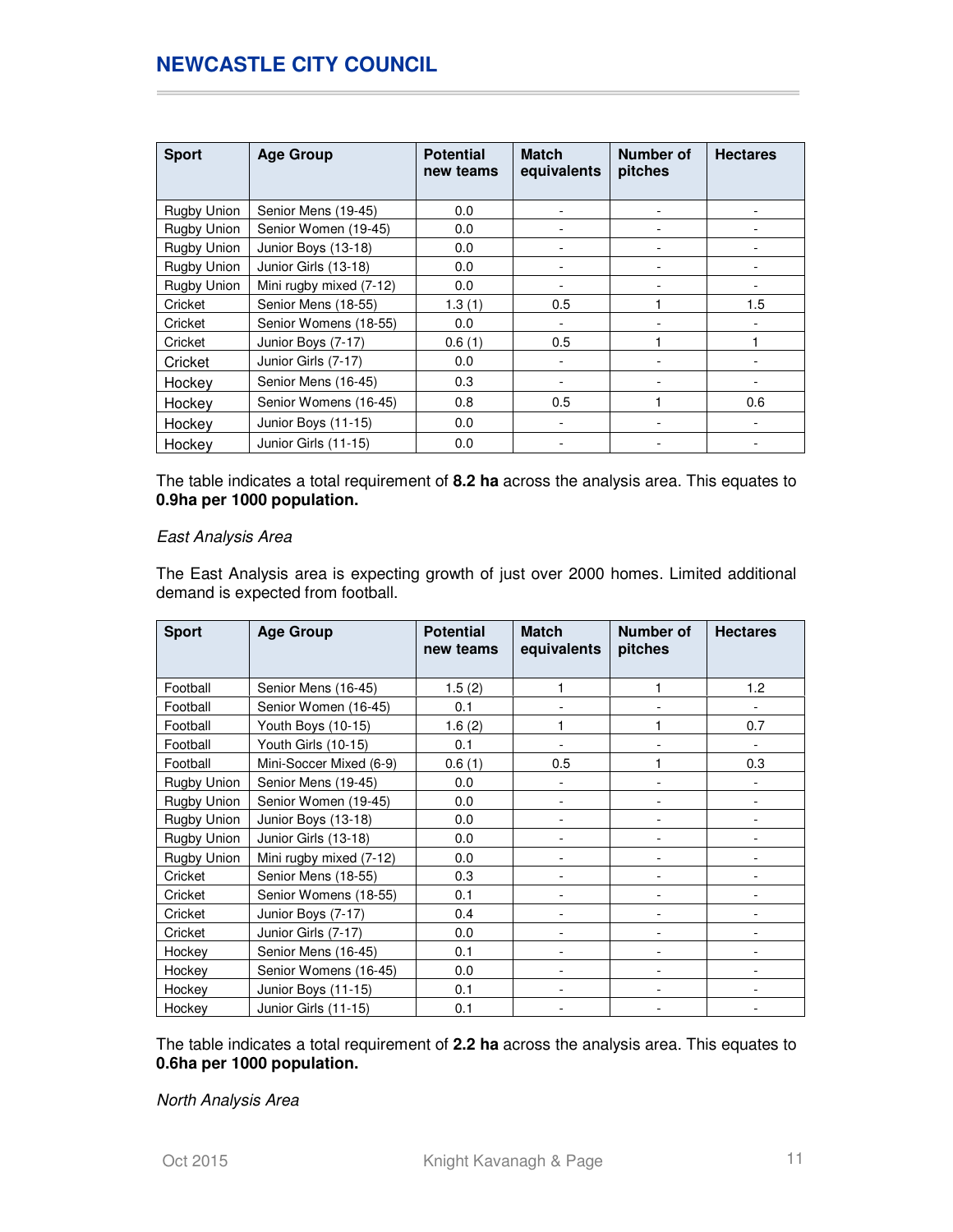| Sport | Age Group | Potential new teams | Match equivalents | Number of pitches | Hectares |
|---|---|---|---|---|---|
| Rugby Union | Senior Mens (19-45) | 0.0 | - | - | - |
| Rugby Union | Senior Women (19-45) | 0.0 | - | - | - |
| Rugby Union | Junior Boys (13-18) | 0.0 | - | - | - |
| Rugby Union | Junior Girls (13-18) | 0.0 | - | - | - |
| Rugby Union | Mini rugby mixed (7-12) | 0.0 | - | - | - |
| Cricket | Senior Mens (18-55) | 1.3 (1) | 0.5 | 1 | 1.5 |
| Cricket | Senior Womens (18-55) | 0.0 | - | - | - |
| Cricket | Junior Boys (7-17) | 0.6 (1) | 0.5 | 1 | 1 |
| Cricket | Junior Girls (7-17) | 0.0 | - | - | - |
| Hockey | Senior Mens (16-45) | 0.3 | - | - | - |
| Hockey | Senior Womens (16-45) | 0.8 | 0.5 | 1 | 0.6 |
| Hockey | Junior Boys (11-15) | 0.0 | - | - | - |
| Hockey | Junior Girls (11-15) | 0.0 | - | - | - |

The table indicates a total requirement of **8.2 ha** across the analysis area. This equates to **0.9ha per 1000 population.**

*East Analysis Area*

The East Analysis area is expecting growth of just over 2000 homes. Limited additional demand is expected from football.

| Sport | Age Group | Potential new teams | Match equivalents | Number of pitches | Hectares |
|---|---|---|---|---|---|
| Football | Senior Mens (16-45) | 1.5 (2) | 1 | 1 | 1.2 |
| Football | Senior Women (16-45) | 0.1 | - | - | - |
| Football | Youth Boys (10-15) | 1.6 (2) | 1 | 1 | 0.7 |
| Football | Youth Girls (10-15) | 0.1 | - | - | - |
| Football | Mini-Soccer Mixed (6-9) | 0.6 (1) | 0.5 | 1 | 0.3 |
| Rugby Union | Senior Mens (19-45) | 0.0 | - | - | - |
| Rugby Union | Senior Women (19-45) | 0.0 | - | - | - |
| Rugby Union | Junior Boys (13-18) | 0.0 | - | - | - |
| Rugby Union | Junior Girls (13-18) | 0.0 | - | - | - |
| Rugby Union | Mini rugby mixed (7-12) | 0.0 | - | - | - |
| Cricket | Senior Mens (18-55) | 0.3 | - | - | - |
| Cricket | Senior Womens (18-55) | 0.1 | - | - | - |
| Cricket | Junior Boys (7-17) | 0.4 | - | - | - |
| Cricket | Junior Girls (7-17) | 0.0 | - | - | - |
| Hockey | Senior Mens (16-45) | 0.1 | - | - | - |
| Hockey | Senior Womens (16-45) | 0.0 | - | - | - |
| Hockey | Junior Boys (11-15) | 0.1 | - | - | - |
| Hockey | Junior Girls (11-15) | 0.1 | - | - | - |

The table indicates a total requirement of **2.2 ha** across the analysis area. This equates to **0.6ha per 1000 population.**

*North Analysis Area*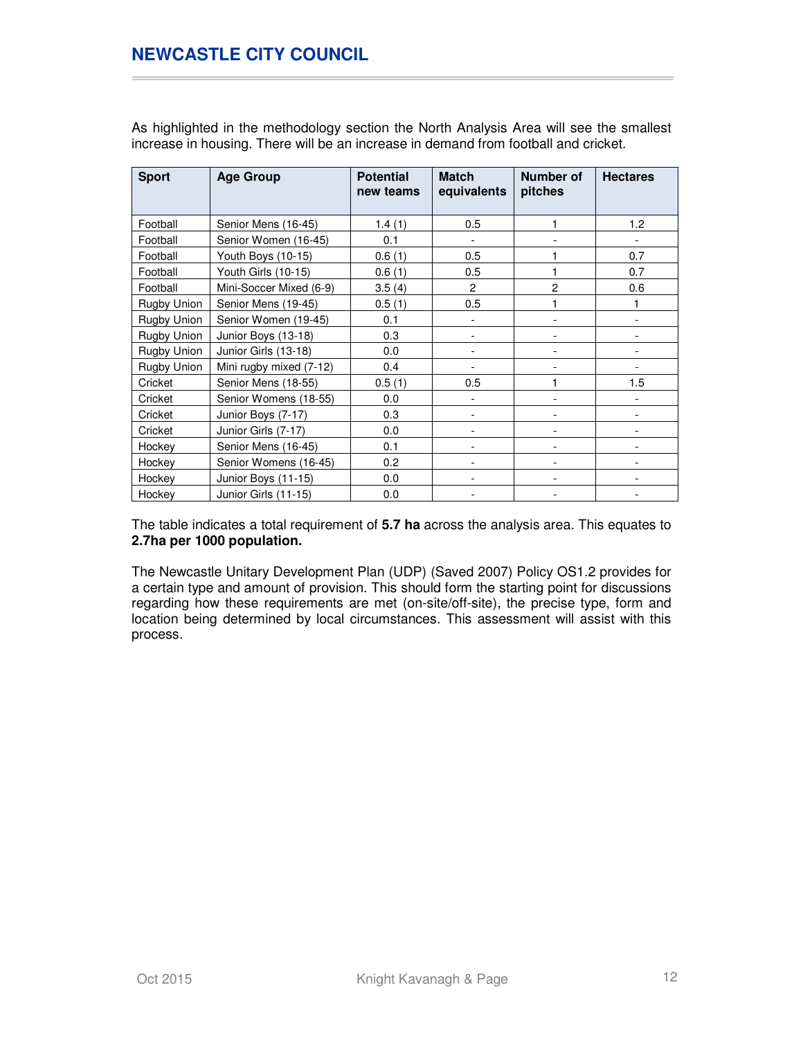As highlighted in the methodology section the North Analysis Area will see the smallest increase in housing. There will be an increase in demand from football and cricket.

| Sport | Age Group | Potential new teams | Match equivalents | Number of pitches | Hectares |
|---|---|---|---|---|---|
| Football | Senior Mens (16-45) | 1.4 (1) | 0.5 | 1 | 1.2 |
| Football | Senior Women (16-45) | 0.1 | - | - | - |
| Football | Youth Boys (10-15) | 0.6 (1) | 0.5 | 1 | 0.7 |
| Football | Youth Girls (10-15) | 0.6 (1) | 0.5 | 1 | 0.7 |
| Football | Mini-Soccer Mixed (6-9) | 3.5 (4) | 2 | 2 | 0.6 |
| Rugby Union | Senior Mens (19-45) | 0.5 (1) | 0.5 | 1 | 1 |
| Rugby Union | Senior Women (19-45) | 0.1 | - | - | - |
| Rugby Union | Junior Boys (13-18) | 0.3 | - | - | - |
| Rugby Union | Junior Girls (13-18) | 0.0 | - | - | - |
| Rugby Union | Mini rugby mixed (7-12) | 0.4 | - | - | - |
| Cricket | Senior Mens (18-55) | 0.5 (1) | 0.5 | 1 | 1.5 |
| Cricket | Senior Womens (18-55) | 0.0 | - | - | - |
| Cricket | Junior Boys (7-17) | 0.3 | - | - | - |
| Cricket | Junior Girls (7-17) | 0.0 | - | - | - |
| Hockey | Senior Mens (16-45) | 0.1 | - | - | - |
| Hockey | Senior Womens (16-45) | 0.2 | - | - | - |
| Hockey | Junior Boys (11-15) | 0.0 | - | - | - |
| Hockey | Junior Girls (11-15) | 0.0 | - | - | - |

The table indicates a total requirement of **5.7 ha** across the analysis area. This equates to **2.7ha per 1000 population.**

The Newcastle Unitary Development Plan (UDP) (Saved 2007) Policy OS1.2 provides for a certain type and amount of provision. This should form the starting point for discussions regarding how these requirements are met (on-site/off-site), the precise type, form and location being determined by local circumstances. This assessment will assist with this process.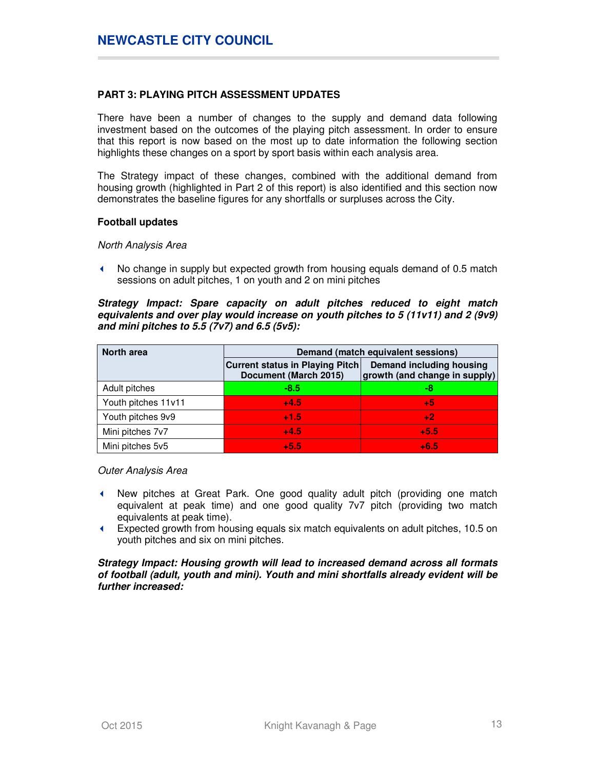## PART 3: PLAYING PITCH ASSESSMENT UPDATES

There have been a number of changes to the supply and demand data following investment based on the outcomes of the playing pitch assessment. In order to ensure that this report is now based on the most up to date information the following section highlights these changes on a sport by sport basis within each analysis area.

The Strategy impact of these changes, combined with the additional demand from housing growth (highlighted in Part 2 of this report) is also identified and this section now demonstrates the baseline figures for any shortfalls or surpluses across the City.

### Football updates

*North Analysis Area*

- No change in supply but expected growth from housing equals demand of 0.5 match sessions on adult pitches, 1 on youth and 2 on mini pitches

***Strategy Impact: Spare capacity on adult pitches reduced to eight match equivalents and over play would increase on youth pitches to 5 (11v11) and 2 (9v9) and mini pitches to 5.5 (7v7) and 6.5 (5v5):***

| North area | Demand (match equivalent sessions) | |
|---|---|---|
| | Current status in Playing Pitch Document (March 2015) | Demand including housing growth (and change in supply) |
| Adult pitches | -8.5 | -8 |
| Youth pitches 11v11 | +4.5 | +5 |
| Youth pitches 9v9 | +1.5 | +2 |
| Mini pitches 7v7 | +4.5 | +5.5 |
| Mini pitches 5v5 | +5.5 | +6.5 |

*Outer Analysis Area*

- New pitches at Great Park. One good quality adult pitch (providing one match equivalent at peak time) and one good quality 7v7 pitch (providing two match equivalents at peak time).
- Expected growth from housing equals six match equivalents on adult pitches, 10.5 on youth pitches and six on mini pitches.

***Strategy Impact: Housing growth will lead to increased demand across all formats of football (adult, youth and mini). Youth and mini shortfalls already evident will be further increased:***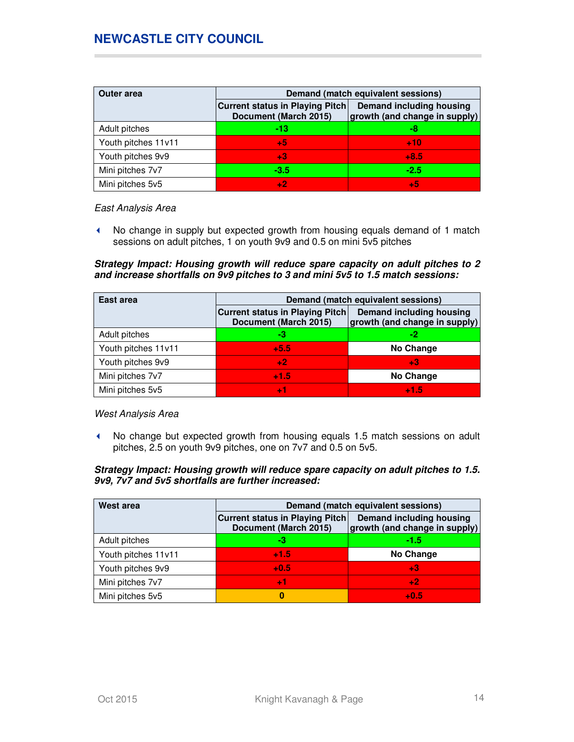| Outer area | Demand (match equivalent sessions) | |
|---|---|---|
| | Current status in Playing Pitch Document (March 2015) | Demand including housing growth (and change in supply) |
| Adult pitches | -13 | -8 |
| Youth pitches 11v11 | +5 | +10 |
| Youth pitches 9v9 | +3 | +8.5 |
| Mini pitches 7v7 | -3.5 | -2.5 |
| Mini pitches 5v5 | +2 | +5 |

*East Analysis Area*

- No change in supply but expected growth from housing equals demand of 1 match sessions on adult pitches, 1 on youth 9v9 and 0.5 on mini 5v5 pitches

***Strategy Impact: Housing growth will reduce spare capacity on adult pitches to 2 and increase shortfalls on 9v9 pitches to 3 and mini 5v5 to 1.5 match sessions:***

| East area | Demand (match equivalent sessions) | |
|---|---|---|
| | Current status in Playing Pitch Document (March 2015) | Demand including housing growth (and change in supply) |
| Adult pitches | -3 | -2 |
| Youth pitches 11v11 | +5.5 | No Change |
| Youth pitches 9v9 | +2 | +3 |
| Mini pitches 7v7 | +1.5 | No Change |
| Mini pitches 5v5 | +1 | +1.5 |

*West Analysis Area*

- No change but expected growth from housing equals 1.5 match sessions on adult pitches, 2.5 on youth 9v9 pitches, one on 7v7 and 0.5 on 5v5.

***Strategy Impact: Housing growth will reduce spare capacity on adult pitches to 1.5. 9v9, 7v7 and 5v5 shortfalls are further increased:***

| West area | Demand (match equivalent sessions) | |
|---|---|---|
| | Current status in Playing Pitch Document (March 2015) | Demand including housing growth (and change in supply) |
| Adult pitches | -3 | -1.5 |
| Youth pitches 11v11 | +1.5 | No Change |
| Youth pitches 9v9 | +0.5 | +3 |
| Mini pitches 7v7 | +1 | +2 |
| Mini pitches 5v5 | 0 | +0.5 |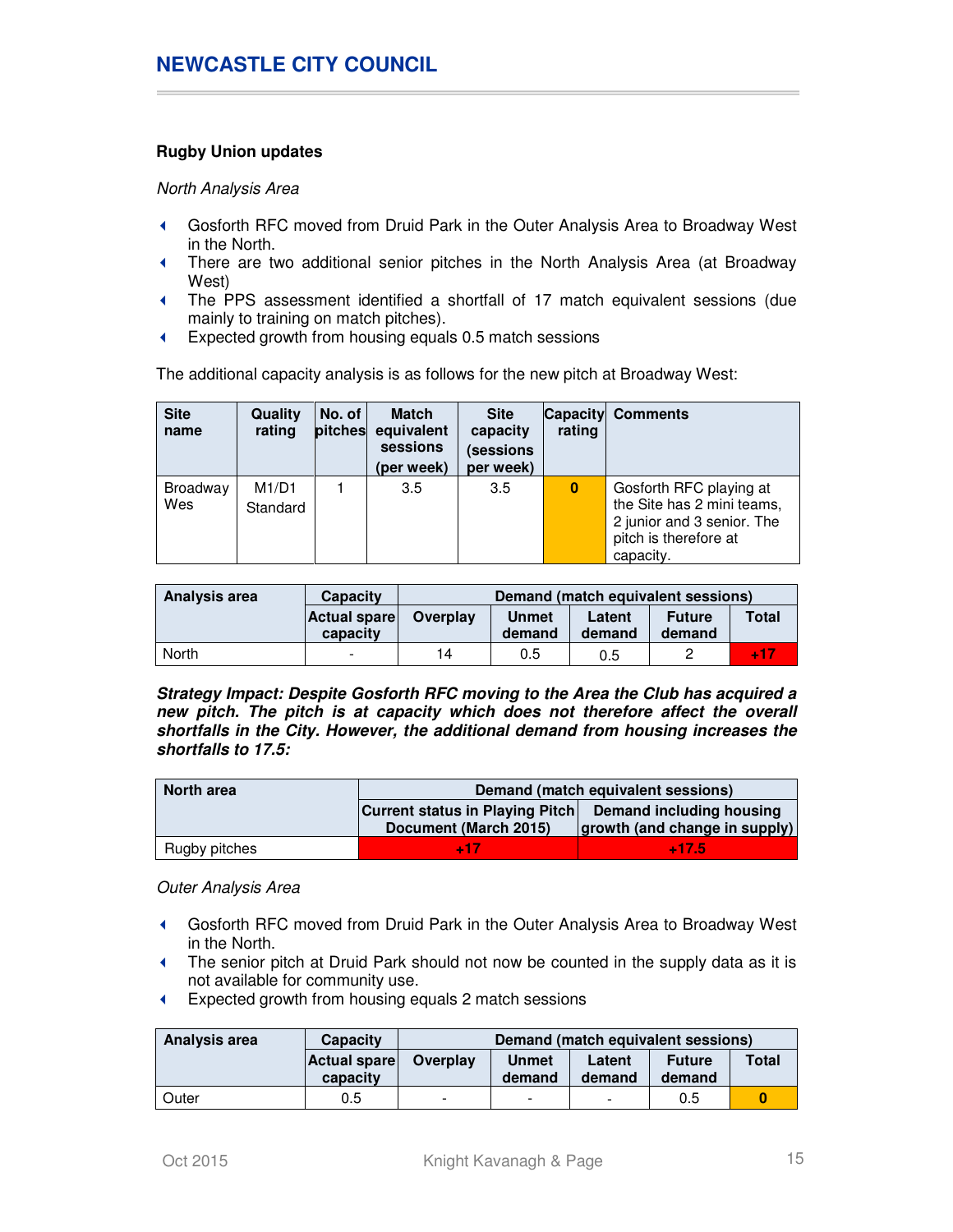### Rugby Union updates

*North Analysis Area*

- Gosforth RFC moved from Druid Park in the Outer Analysis Area to Broadway West in the North.
- There are two additional senior pitches in the North Analysis Area (at Broadway West)
- The PPS assessment identified a shortfall of 17 match equivalent sessions (due mainly to training on match pitches).
- Expected growth from housing equals 0.5 match sessions

The additional capacity analysis is as follows for the new pitch at Broadway West:

| Site name | Quality rating | No. of pitches | Match equivalent sessions (per week) | Site capacity (sessions per week) | Capacity rating | Comments |
|---|---|---|---|---|---|---|
| Broadway Wes | M1/D1 Standard | 1 | 3.5 | 3.5 | 0 | Gosforth RFC playing at the Site has 2 mini teams, 2 junior and 3 senior. The pitch is therefore at capacity. |

| Analysis area | Capacity | Demand (match equivalent sessions) | | | | |
|---|---|---|---|---|---|---|
| | Actual spare capacity | Overplay | Unmet demand | Latent demand | Future demand | Total |
| North | - | 14 | 0.5 | 0.5 | 2 | +17 |

***Strategy Impact: Despite Gosforth RFC moving to the Area the Club has acquired a new pitch. The pitch is at capacity which does not therefore affect the overall shortfalls in the City. However, the additional demand from housing increases the shortfalls to 17.5:***

| North area | Demand (match equivalent sessions) | |
|---|---|---|
| | Current status in Playing Pitch Document (March 2015) | Demand including housing growth (and change in supply) |
| Rugby pitches | +17 | +17.5 |

*Outer Analysis Area*

- Gosforth RFC moved from Druid Park in the Outer Analysis Area to Broadway West in the North.
- The senior pitch at Druid Park should not now be counted in the supply data as it is not available for community use.
- Expected growth from housing equals 2 match sessions

| Analysis area | Capacity | Demand (match equivalent sessions) | | | | |
|---|---|---|---|---|---|---|
| | Actual spare capacity | Overplay | Unmet demand | Latent demand | Future demand | Total |
| Outer | 0.5 | - | - | - | 0.5 | 0 |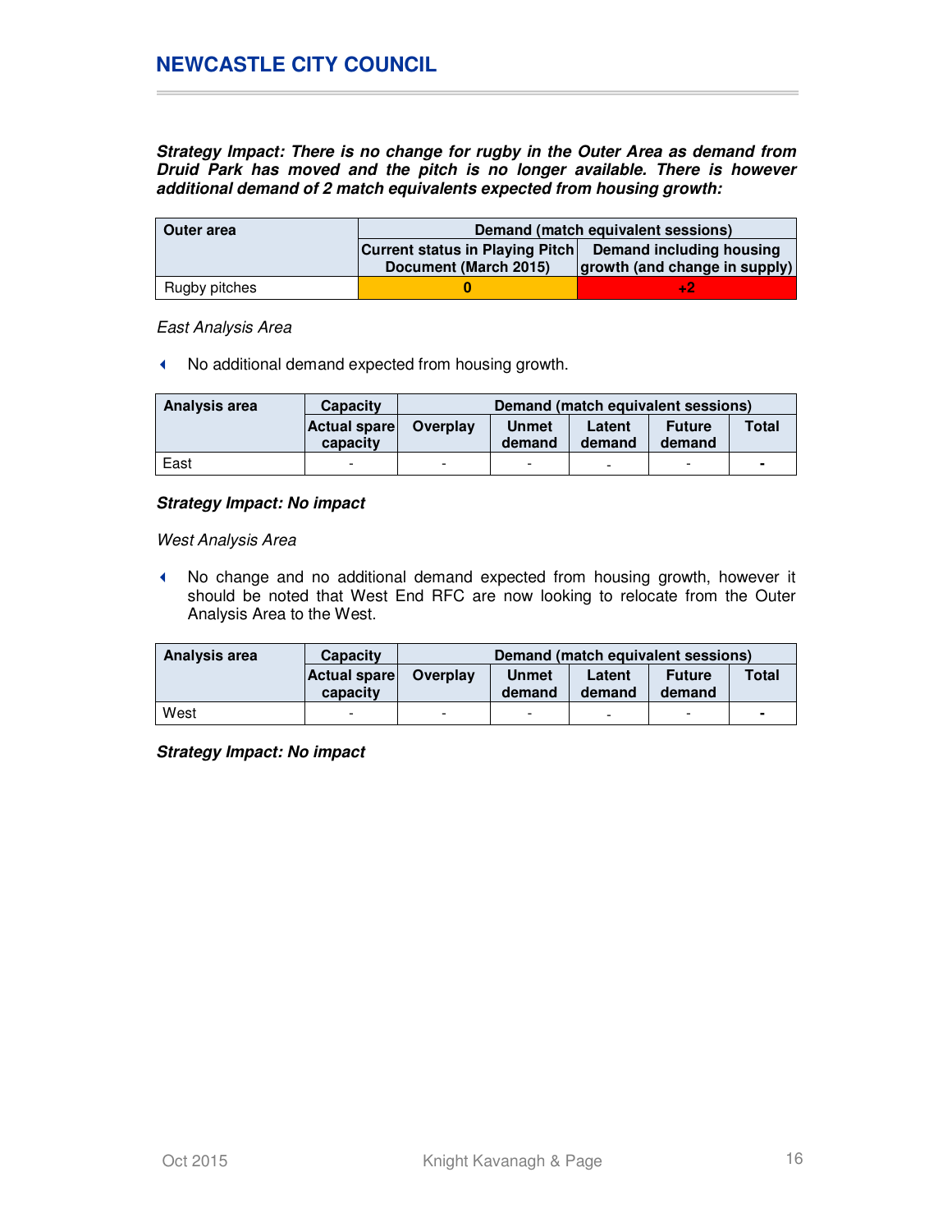***Strategy Impact: There is no change for rugby in the Outer Area as demand from Druid Park has moved and the pitch is no longer available. There is however additional demand of 2 match equivalents expected from housing growth:***

| Outer area | Demand (match equivalent sessions) | |
|---|---|---|
| | Current status in Playing Pitch Document (March 2015) | Demand including housing growth (and change in supply) |
| Rugby pitches | 0 | +2 |

*East Analysis Area*

- No additional demand expected from housing growth.

| Analysis area | Capacity | Demand (match equivalent sessions) | | | | |
|---|---|---|---|---|---|---|
| | Actual spare capacity | Overplay | Unmet demand | Latent demand | Future demand | Total |
| East | - | - | - | - | - | - |

***Strategy Impact: No impact***

*West Analysis Area*

- No change and no additional demand expected from housing growth, however it should be noted that West End RFC are now looking to relocate from the Outer Analysis Area to the West.

| Analysis area | Capacity | Demand (match equivalent sessions) | | | | |
|---|---|---|---|---|---|---|
| | Actual spare capacity | Overplay | Unmet demand | Latent demand | Future demand | Total |
| West | - | - | - | - | - | - |

***Strategy Impact: No impact***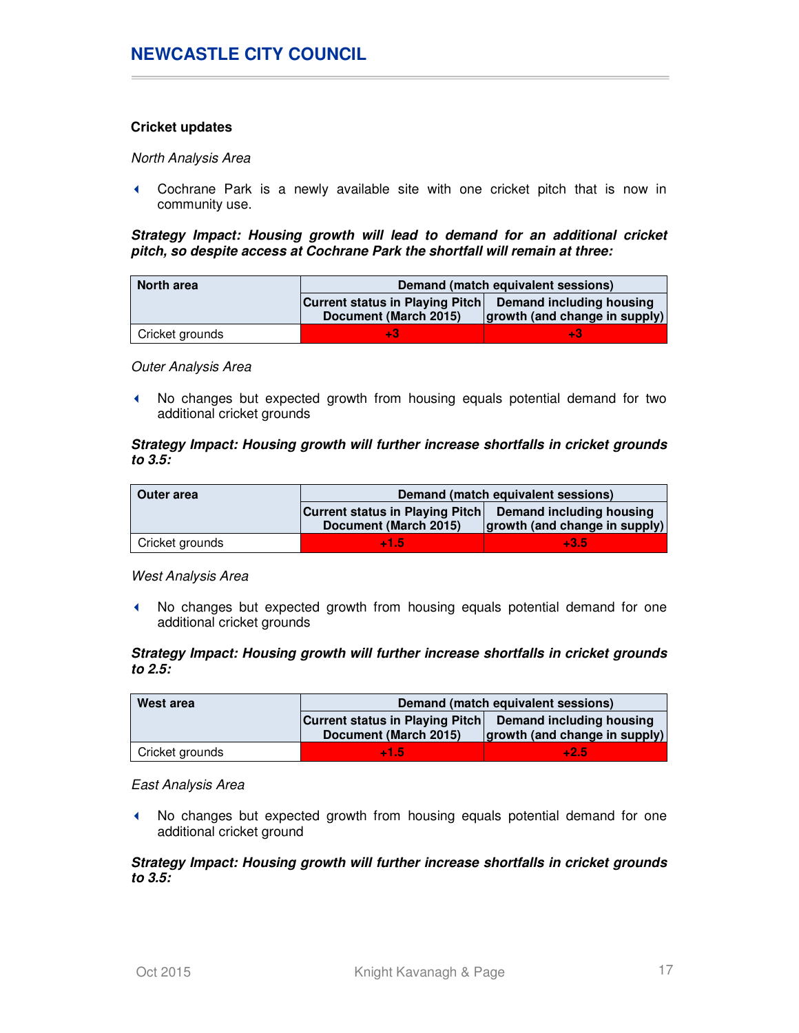### Cricket updates

*North Analysis Area*

- Cochrane Park is a newly available site with one cricket pitch that is now in community use.

***Strategy Impact: Housing growth will lead to demand for an additional cricket pitch, so despite access at Cochrane Park the shortfall will remain at three:***

| North area | Demand (match equivalent sessions) | |
|---|---|---|
| | Current status in Playing Pitch Document (March 2015) | Demand including housing growth (and change in supply) |
| Cricket grounds | +3 | +3 |

*Outer Analysis Area*

- No changes but expected growth from housing equals potential demand for two additional cricket grounds

***Strategy Impact: Housing growth will further increase shortfalls in cricket grounds to 3.5:***

| Outer area | Demand (match equivalent sessions) | |
|---|---|---|
| | Current status in Playing Pitch Document (March 2015) | Demand including housing growth (and change in supply) |
| Cricket grounds | +1.5 | +3.5 |

*West Analysis Area*

- No changes but expected growth from housing equals potential demand for one additional cricket grounds

***Strategy Impact: Housing growth will further increase shortfalls in cricket grounds to 2.5:***

| West area | Demand (match equivalent sessions) | |
|---|---|---|
| | Current status in Playing Pitch Document (March 2015) | Demand including housing growth (and change in supply) |
| Cricket grounds | +1.5 | +2.5 |

*East Analysis Area*

- No changes but expected growth from housing equals potential demand for one additional cricket ground

***Strategy Impact: Housing growth will further increase shortfalls in cricket grounds to 3.5:***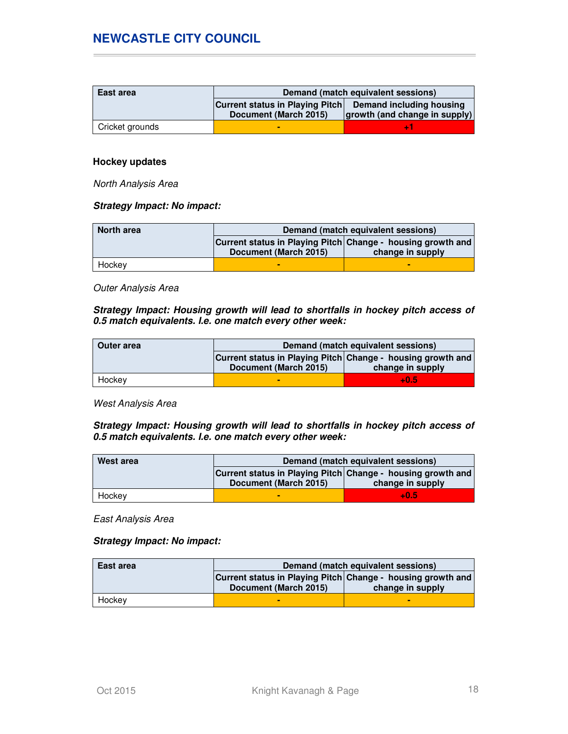| East area | Demand (match equivalent sessions) | |
|---|---|---|
| | Current status in Playing Pitch Document (March 2015) | Demand including housing growth (and change in supply) |
| Cricket grounds | - | +1 |

**Hockey updates**

*North Analysis Area*

***Strategy Impact: No impact:***

| North area | Demand (match equivalent sessions) | |
|---|---|---|
| | Current status in Playing Pitch Document (March 2015) | Change - housing growth and change in supply |
| Hockey | - | - |

*Outer Analysis Area*

***Strategy Impact: Housing growth will lead to shortfalls in hockey pitch access of 0.5 match equivalents. I.e. one match every other week:***

| Outer area | Demand (match equivalent sessions) | |
|---|---|---|
| | Current status in Playing Pitch Document (March 2015) | Change - housing growth and change in supply |
| Hockey | - | +0.5 |

*West Analysis Area*

***Strategy Impact: Housing growth will lead to shortfalls in hockey pitch access of 0.5 match equivalents. I.e. one match every other week:***

| West area | Demand (match equivalent sessions) | |
|---|---|---|
| | Current status in Playing Pitch Document (March 2015) | Change - housing growth and change in supply |
| Hockey | - | +0.5 |

*East Analysis Area*

***Strategy Impact: No impact:***

| East area | Demand (match equivalent sessions) | |
|---|---|---|
| | Current status in Playing Pitch Document (March 2015) | Change - housing growth and change in supply |
| Hockey | - | - |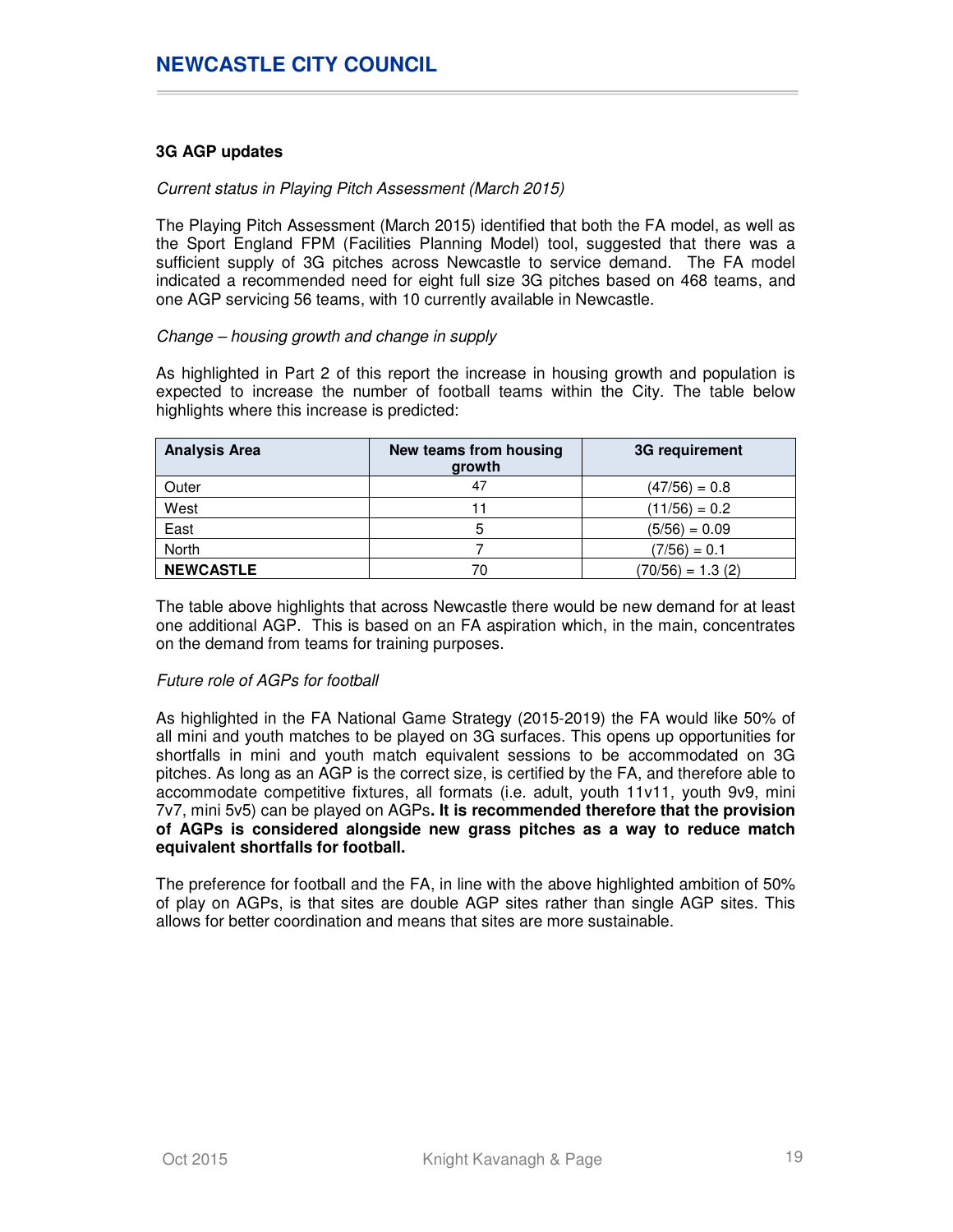### 3G AGP updates

*Current status in Playing Pitch Assessment (March 2015)*

The Playing Pitch Assessment (March 2015) identified that both the FA model, as well as the Sport England FPM (Facilities Planning Model) tool, suggested that there was a sufficient supply of 3G pitches across Newcastle to service demand. The FA model indicated a recommended need for eight full size 3G pitches based on 468 teams, and one AGP servicing 56 teams, with 10 currently available in Newcastle.

*Change – housing growth and change in supply*

As highlighted in Part 2 of this report the increase in housing growth and population is expected to increase the number of football teams within the City. The table below highlights where this increase is predicted:

| Analysis Area | New teams from housing growth | 3G requirement |
|---|---|---|
| Outer | 47 | (47/56) = 0.8 |
| West | 11 | (11/56) = 0.2 |
| East | 5 | (5/56) = 0.09 |
| North | 7 | (7/56) = 0.1 |
| **NEWCASTLE** | 70 | (70/56) = 1.3 (2) |

The table above highlights that across Newcastle there would be new demand for at least one additional AGP. This is based on an FA aspiration which, in the main, concentrates on the demand from teams for training purposes.

*Future role of AGPs for football*

As highlighted in the FA National Game Strategy (2015-2019) the FA would like 50% of all mini and youth matches to be played on 3G surfaces. This opens up opportunities for shortfalls in mini and youth match equivalent sessions to be accommodated on 3G pitches. As long as an AGP is the correct size, is certified by the FA, and therefore able to accommodate competitive fixtures, all formats (i.e. adult, youth 11v11, youth 9v9, mini 7v7, mini 5v5) can be played on AGPs**. It is recommended therefore that the provision of AGPs is considered alongside new grass pitches as a way to reduce match equivalent shortfalls for football.**

The preference for football and the FA, in line with the above highlighted ambition of 50% of play on AGPs, is that sites are double AGP sites rather than single AGP sites. This allows for better coordination and means that sites are more sustainable.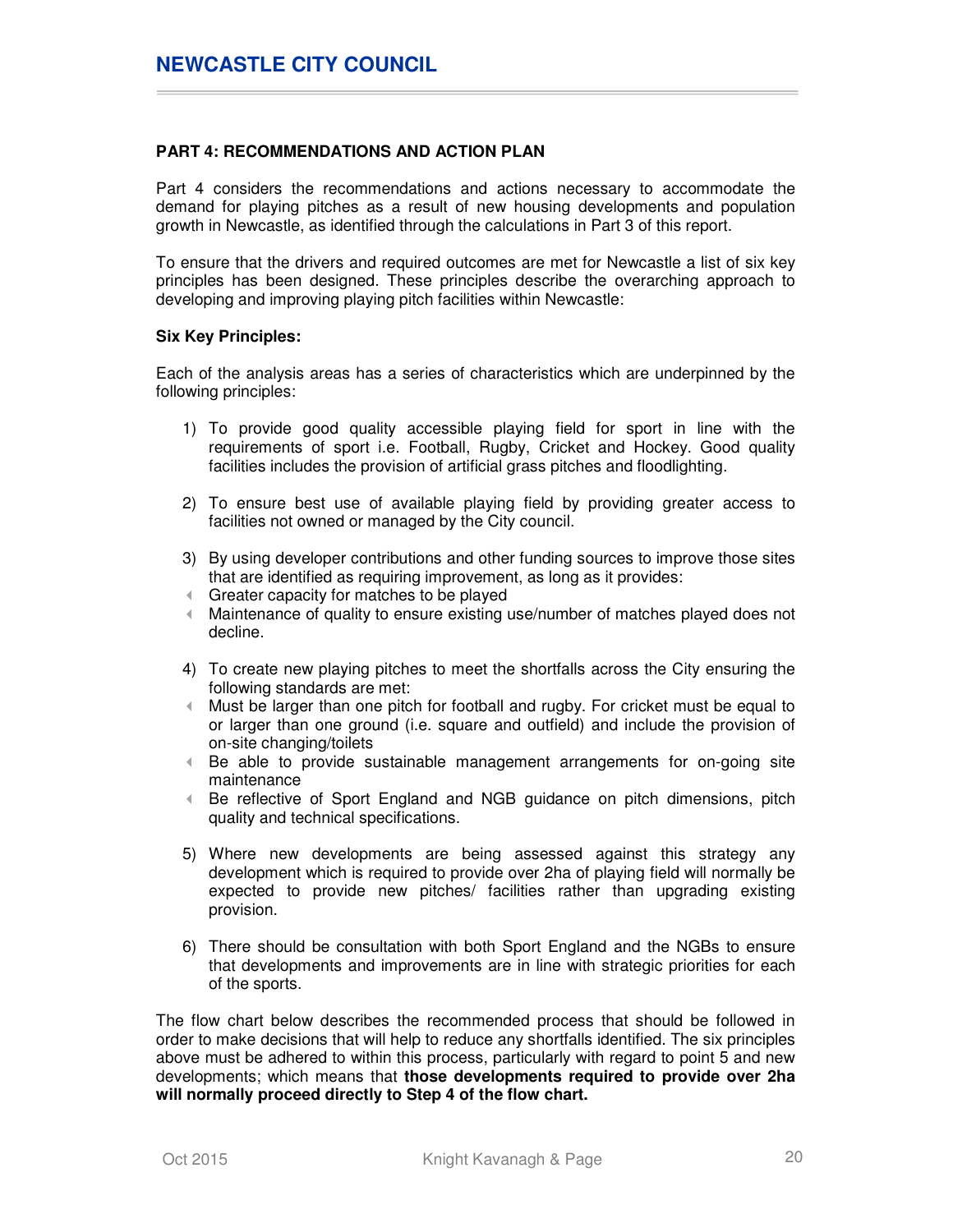## PART 4: RECOMMENDATIONS AND ACTION PLAN

Part 4 considers the recommendations and actions necessary to accommodate the demand for playing pitches as a result of new housing developments and population growth in Newcastle, as identified through the calculations in Part 3 of this report.

To ensure that the drivers and required outcomes are met for Newcastle a list of six key principles has been designed. These principles describe the overarching approach to developing and improving playing pitch facilities within Newcastle:

### Six Key Principles:

Each of the analysis areas has a series of characteristics which are underpinned by the following principles:

1) To provide good quality accessible playing field for sport in line with the requirements of sport i.e. Football, Rugby, Cricket and Hockey. Good quality facilities includes the provision of artificial grass pitches and floodlighting.

2) To ensure best use of available playing field by providing greater access to facilities not owned or managed by the City council.

3) By using developer contributions and other funding sources to improve those sites that are identified as requiring improvement, as long as it provides:
   - Greater capacity for matches to be played
   - Maintenance of quality to ensure existing use/number of matches played does not decline.

4) To create new playing pitches to meet the shortfalls across the City ensuring the following standards are met:
   - Must be larger than one pitch for football and rugby. For cricket must be equal to or larger than one ground (i.e. square and outfield) and include the provision of on-site changing/toilets
   - Be able to provide sustainable management arrangements for on-going site maintenance
   - Be reflective of Sport England and NGB guidance on pitch dimensions, pitch quality and technical specifications.

5) Where new developments are being assessed against this strategy any development which is required to provide over 2ha of playing field will normally be expected to provide new pitches/ facilities rather than upgrading existing provision.

6) There should be consultation with both Sport England and the NGBs to ensure that developments and improvements are in line with strategic priorities for each of the sports.

The flow chart below describes the recommended process that should be followed in order to make decisions that will help to reduce any shortfalls identified. The six principles above must be adhered to within this process, particularly with regard to point 5 and new developments; which means that **those developments required to provide over 2ha will normally proceed directly to Step 4 of the flow chart.**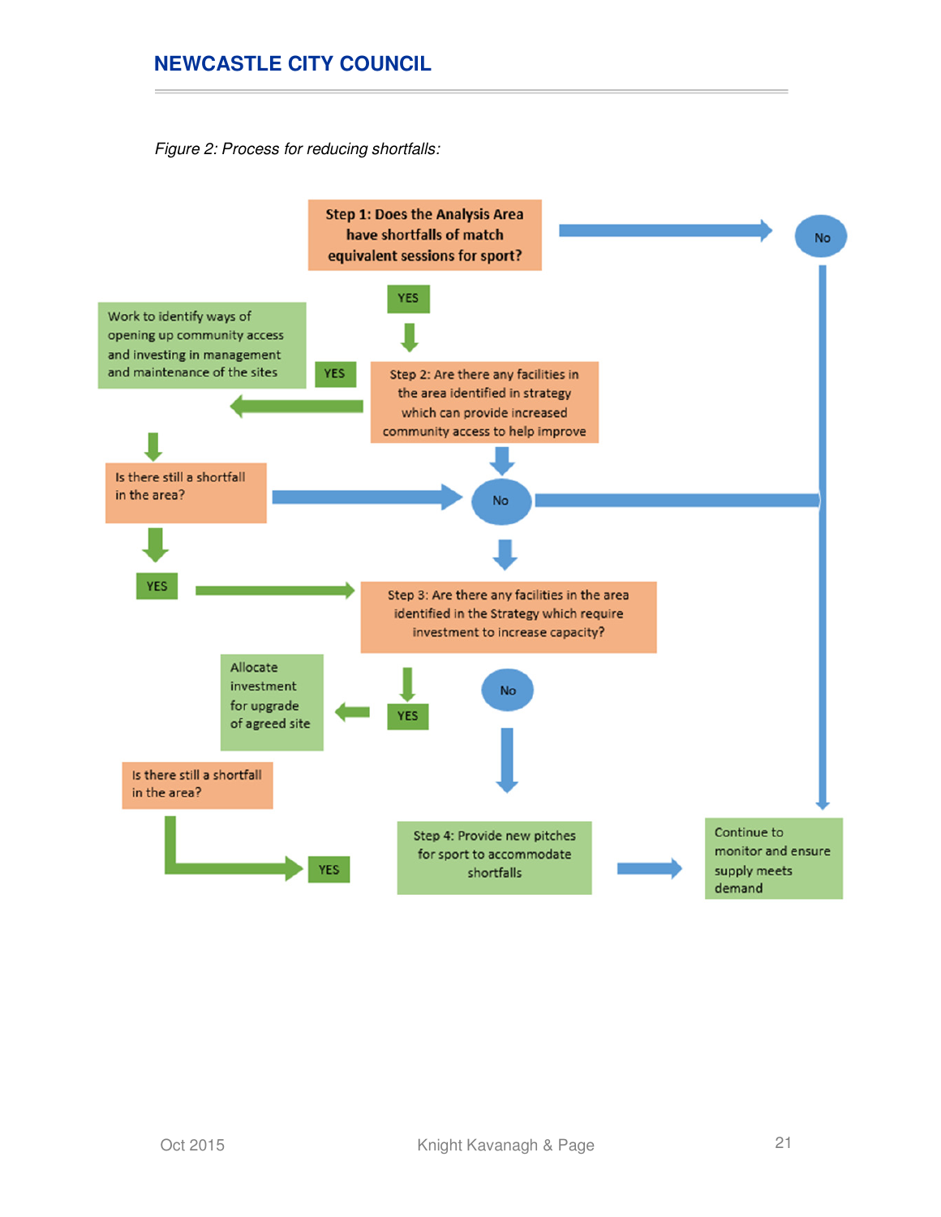*Figure 2: Process for reducing shortfalls:*

**Step 1: Does the Analysis Area have shortfalls of match equivalent sessions for sport?**

No

YES

Work to identify ways of opening up community access and investing in management and maintenance of the sites

YES

Step 2: Are there any facilities in the area identified in strategy which can provide increased community access to help improve

Is there still a shortfall in the area?

No

YES

Step 3: Are there any facilities in the area identified in the Strategy which require investment to increase capacity?

Allocate investment for upgrade of agreed site

YES

No

Is there still a shortfall in the area?

YES

Step 4: Provide new pitches for sport to accommodate shortfalls

Continue to monitor and ensure supply meets demand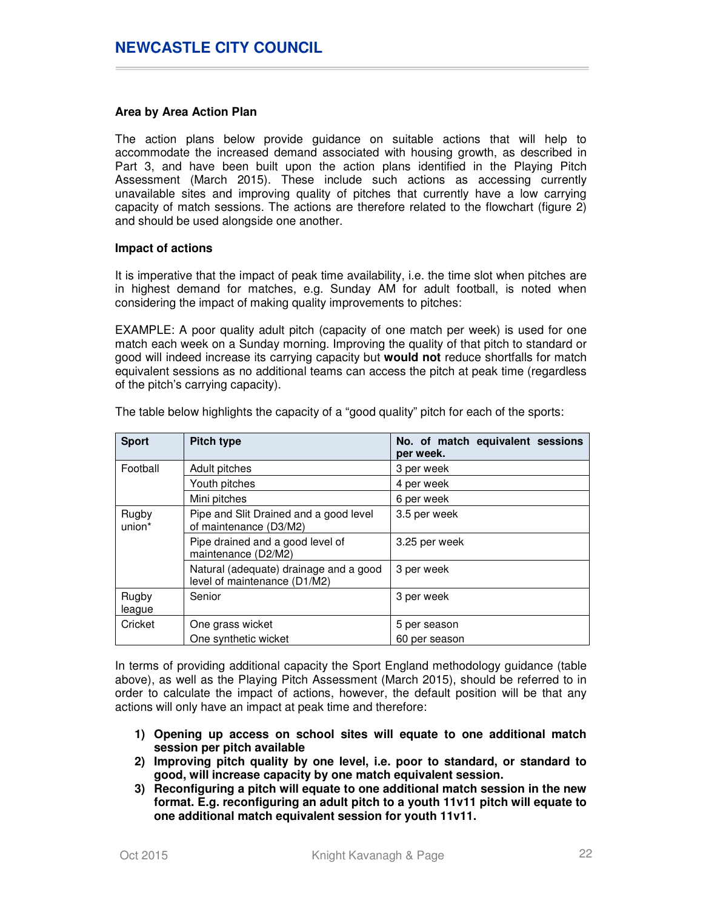## Area by Area Action Plan

The action plans below provide guidance on suitable actions that will help to accommodate the increased demand associated with housing growth, as described in Part 3, and have been built upon the action plans identified in the Playing Pitch Assessment (March 2015). These include such actions as accessing currently unavailable sites and improving quality of pitches that currently have a low carrying capacity of match sessions. The actions are therefore related to the flowchart (figure 2) and should be used alongside one another.

## Impact of actions

It is imperative that the impact of peak time availability, i.e. the time slot when pitches are in highest demand for matches, e.g. Sunday AM for adult football, is noted when considering the impact of making quality improvements to pitches:

EXAMPLE: A poor quality adult pitch (capacity of one match per week) is used for one match each week on a Sunday morning. Improving the quality of that pitch to standard or good will indeed increase its carrying capacity but **would not** reduce shortfalls for match equivalent sessions as no additional teams can access the pitch at peak time (regardless of the pitch's carrying capacity).

The table below highlights the capacity of a "good quality" pitch for each of the sports:

| Sport | Pitch type | No. of match equivalent sessions per week. |
|---|---|---|
| Football | Adult pitches | 3 per week |
| | Youth pitches | 4 per week |
| | Mini pitches | 6 per week |
| Rugby union* | Pipe and Slit Drained and a good level of maintenance (D3/M2) | 3.5 per week |
| | Pipe drained and a good level of maintenance (D2/M2) | 3.25 per week |
| | Natural (adequate) drainage and a good level of maintenance (D1/M2) | 3 per week |
| Rugby league | Senior | 3 per week |
| Cricket | One grass wicket | 5 per season |
| | One synthetic wicket | 60 per season |

In terms of providing additional capacity the Sport England methodology guidance (table above), as well as the Playing Pitch Assessment (March 2015), should be referred to in order to calculate the impact of actions, however, the default position will be that any actions will only have an impact at peak time and therefore:

1) **Opening up access on school sites will equate to one additional match session per pitch available**
2) **Improving pitch quality by one level, i.e. poor to standard, or standard to good, will increase capacity by one match equivalent session.**
3) **Reconfiguring a pitch will equate to one additional match session in the new format. E.g. reconfiguring an adult pitch to a youth 11v11 pitch will equate to one additional match equivalent session for youth 11v11.**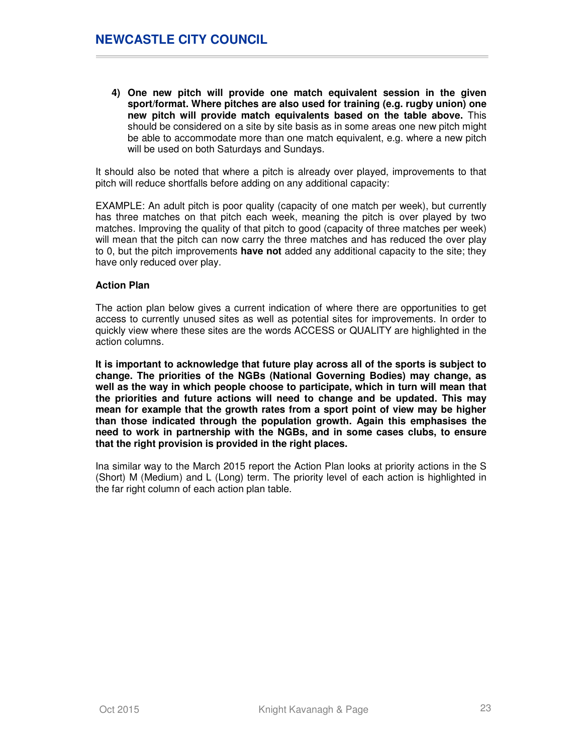4) **One new pitch will provide one match equivalent session in the given sport/format. Where pitches are also used for training (e.g. rugby union) one new pitch will provide match equivalents based on the table above.** This should be considered on a site by site basis as in some areas one new pitch might be able to accommodate more than one match equivalent, e.g. where a new pitch will be used on both Saturdays and Sundays.

It should also be noted that where a pitch is already over played, improvements to that pitch will reduce shortfalls before adding on any additional capacity:

EXAMPLE: An adult pitch is poor quality (capacity of one match per week), but currently has three matches on that pitch each week, meaning the pitch is over played by two matches. Improving the quality of that pitch to good (capacity of three matches per week) will mean that the pitch can now carry the three matches and has reduced the over play to 0, but the pitch improvements **have not** added any additional capacity to the site; they have only reduced over play.

### Action Plan

The action plan below gives a current indication of where there are opportunities to get access to currently unused sites as well as potential sites for improvements. In order to quickly view where these sites are the words ACCESS or QUALITY are highlighted in the action columns.

**It is important to acknowledge that future play across all of the sports is subject to change. The priorities of the NGBs (National Governing Bodies) may change, as well as the way in which people choose to participate, which in turn will mean that the priorities and future actions will need to change and be updated. This may mean for example that the growth rates from a sport point of view may be higher than those indicated through the population growth. Again this emphasises the need to work in partnership with the NGBs, and in some cases clubs, to ensure that the right provision is provided in the right places.**

Ina similar way to the March 2015 report the Action Plan looks at priority actions in the S (Short) M (Medium) and L (Long) term. The priority level of each action is highlighted in the far right column of each action plan table.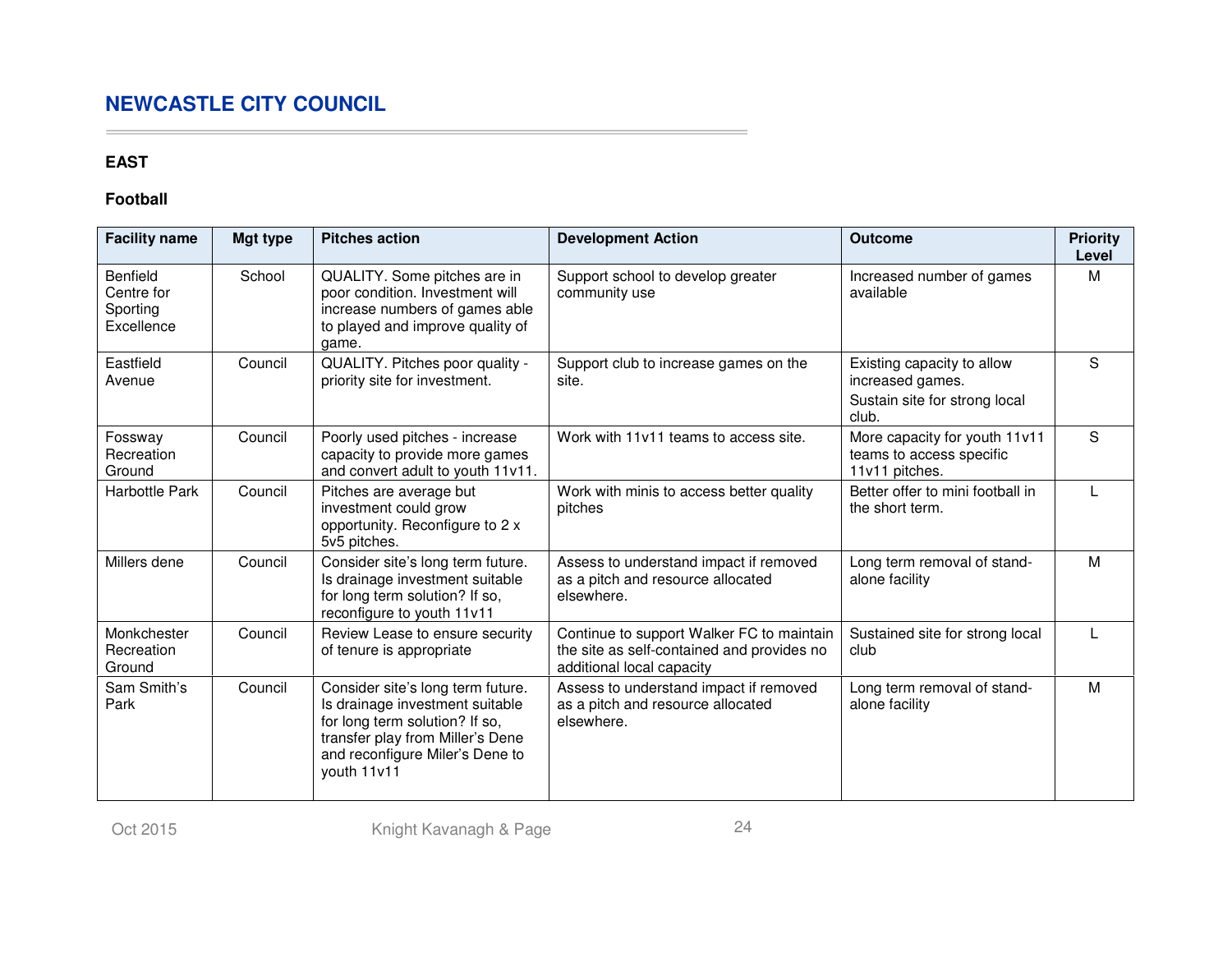## NEWCASTLE CITY COUNCIL

### EAST

### Football

| Facility name | Mgt type | Pitches action | Development Action | Outcome | Priority Level |
|---|---|---|---|---|---|
| Benfield Centre for Sporting Excellence | School | QUALITY. Some pitches are in poor condition. Investment will increase numbers of games able to played and improve quality of game. | Support school to develop greater community use | Increased number of games available | M |
| Eastfield Avenue | Council | QUALITY. Pitches poor quality - priority site for investment. | Support club to increase games on the site. | Existing capacity to allow increased games. Sustain site for strong local club. | S |
| Fossway Recreation Ground | Council | Poorly used pitches - increase capacity to provide more games and convert adult to youth 11v11. | Work with 11v11 teams to access site. | More capacity for youth 11v11 teams to access specific 11v11 pitches. | S |
| Harbottle Park | Council | Pitches are average but investment could grow opportunity. Reconfigure to 2 x 5v5 pitches. | Work with minis to access better quality pitches | Better offer to mini football in the short term. | L |
| Millers dene | Council | Consider site's long term future. Is drainage investment suitable for long term solution? If so, reconfigure to youth 11v11 | Assess to understand impact if removed as a pitch and resource allocated elsewhere. | Long term removal of stand-alone facility | M |
| Monkchester Recreation Ground | Council | Review Lease to ensure security of tenure is appropriate | Continue to support Walker FC to maintain the site as self-contained and provides no additional local capacity | Sustained site for strong local club | L |
| Sam Smith's Park | Council | Consider site's long term future. Is drainage investment suitable for long term solution? If so, transfer play from Miller's Dene and reconfigure Miler's Dene to youth 11v11 | Assess to understand impact if removed as a pitch and resource allocated elsewhere. | Long term removal of stand-alone facility | M |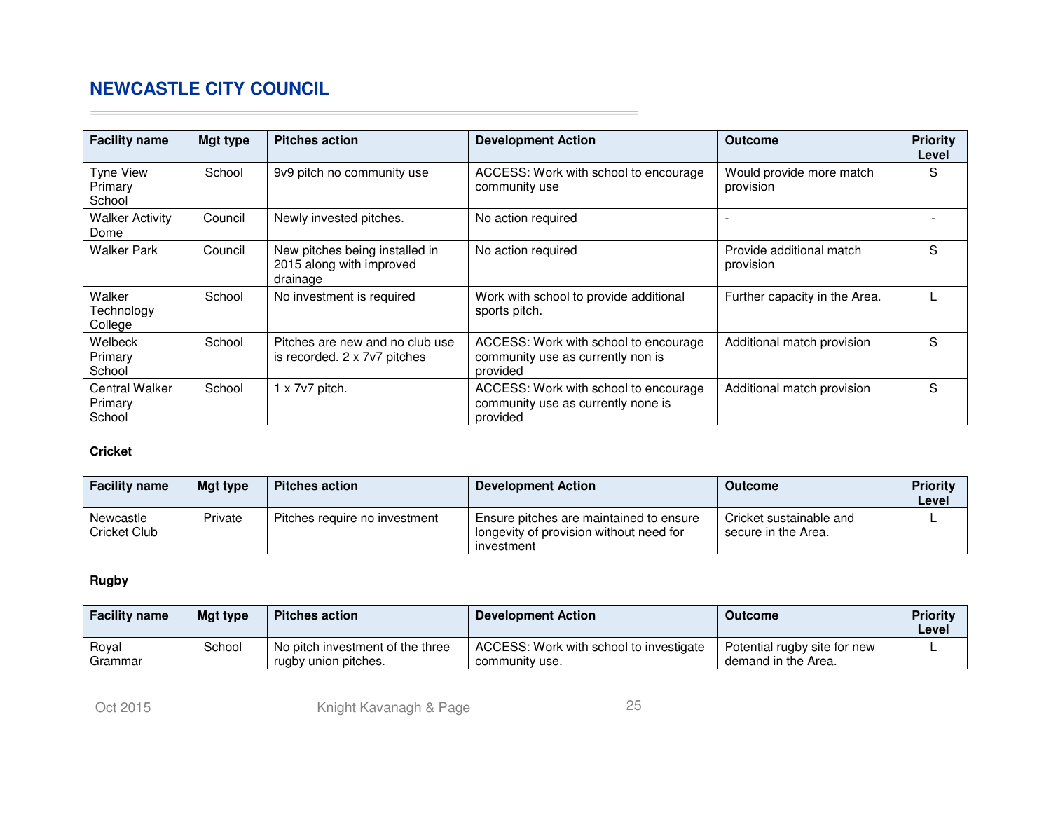| Facility name | Mgt type | Pitches action | Development Action | Outcome | Priority Level |
|---|---|---|---|---|---|
| Tyne View Primary School | School | 9v9 pitch no community use | ACCESS: Work with school to encourage community use | Would provide more match provision | S |
| Walker Activity Dome | Council | Newly invested pitches. | No action required | - | - |
| Walker Park | Council | New pitches being installed in 2015 along with improved drainage | No action required | Provide additional match provision | S |
| Walker Technology College | School | No investment is required | Work with school to provide additional sports pitch. | Further capacity in the Area. | L |
| Welbeck Primary School | School | Pitches are new and no club use is recorded. 2 x 7v7 pitches | ACCESS: Work with school to encourage community use as currently non is provided | Additional match provision | S |
| Central Walker Primary School | School | 1 x 7v7 pitch. | ACCESS: Work with school to encourage community use as currently none is provided | Additional match provision | S |

**Cricket**

| Facility name | Mgt type | Pitches action | Development Action | Outcome | Priority Level |
|---|---|---|---|---|---|
| Newcastle Cricket Club | Private | Pitches require no investment | Ensure pitches are maintained to ensure longevity of provision without need for investment | Cricket sustainable and secure in the Area. | L |

**Rugby**

| Facility name | Mgt type | Pitches action | Development Action | Outcome | Priority Level |
|---|---|---|---|---|---|
| Royal Grammar | School | No pitch investment of the three rugby union pitches. | ACCESS: Work with school to investigate community use. | Potential rugby site for new demand in the Area. | L |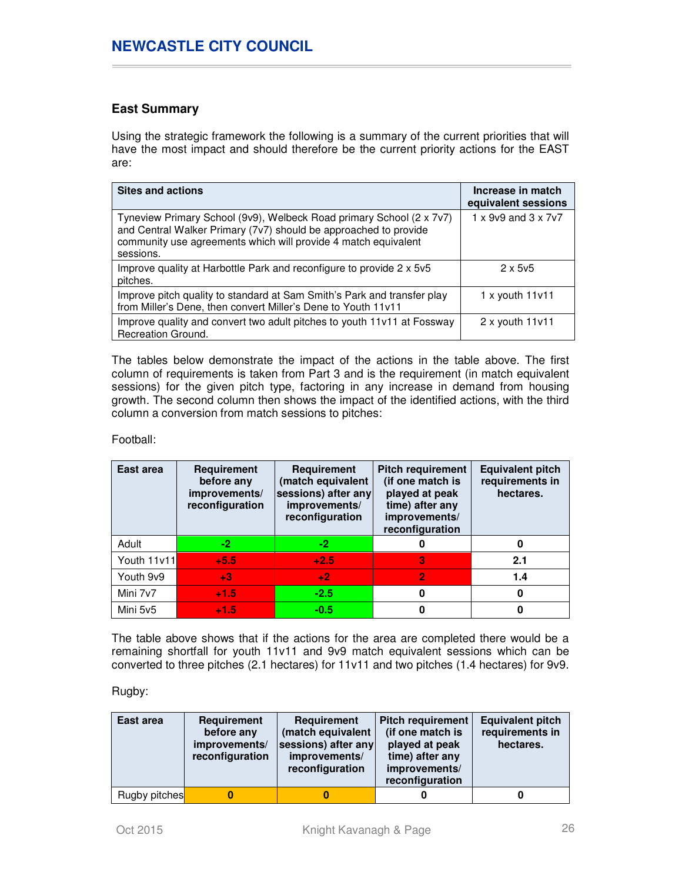## East Summary

Using the strategic framework the following is a summary of the current priorities that will have the most impact and should therefore be the current priority actions for the EAST are:

| Sites and actions | Increase in match equivalent sessions |
|---|---|
| Tyneview Primary School (9v9), Welbeck Road primary School (2 x 7v7) and Central Walker Primary (7v7) should be approached to provide community use agreements which will provide 4 match equivalent sessions. | 1 x 9v9 and 3 x 7v7 |
| Improve quality at Harbottle Park and reconfigure to provide 2 x 5v5 pitches. | 2 x 5v5 |
| Improve pitch quality to standard at Sam Smith's Park and transfer play from Miller's Dene, then convert Miller's Dene to Youth 11v11 | 1 x youth 11v11 |
| Improve quality and convert two adult pitches to youth 11v11 at Fossway Recreation Ground. | 2 x youth 11v11 |

The tables below demonstrate the impact of the actions in the table above. The first column of requirements is taken from Part 3 and is the requirement (in match equivalent sessions) for the given pitch type, factoring in any increase in demand from housing growth. The second column then shows the impact of the identified actions, with the third column a conversion from match sessions to pitches:

Football:

| East area | Requirement before any improvements/ reconfiguration | Requirement (match equivalent sessions) after any improvements/ reconfiguration | Pitch requirement (if one match is played at peak time) after any improvements/ reconfiguration | Equivalent pitch requirements in hectares. |
|---|---|---|---|---|
| Adult | -2 | -2 | 0 | 0 |
| Youth 11v11 | +5.5 | +2.5 | 3 | 2.1 |
| Youth 9v9 | +3 | +2 | 2 | 1.4 |
| Mini 7v7 | +1.5 | -2.5 | 0 | 0 |
| Mini 5v5 | +1.5 | -0.5 | 0 | 0 |

The table above shows that if the actions for the area are completed there would be a remaining shortfall for youth 11v11 and 9v9 match equivalent sessions which can be converted to three pitches (2.1 hectares) for 11v11 and two pitches (1.4 hectares) for 9v9.

Rugby:

| East area | Requirement before any improvements/ reconfiguration | Requirement (match equivalent sessions) after any improvements/ reconfiguration | Pitch requirement (if one match is played at peak time) after any improvements/ reconfiguration | Equivalent pitch requirements in hectares. |
|---|---|---|---|---|
| Rugby pitches | 0 | 0 | 0 | 0 |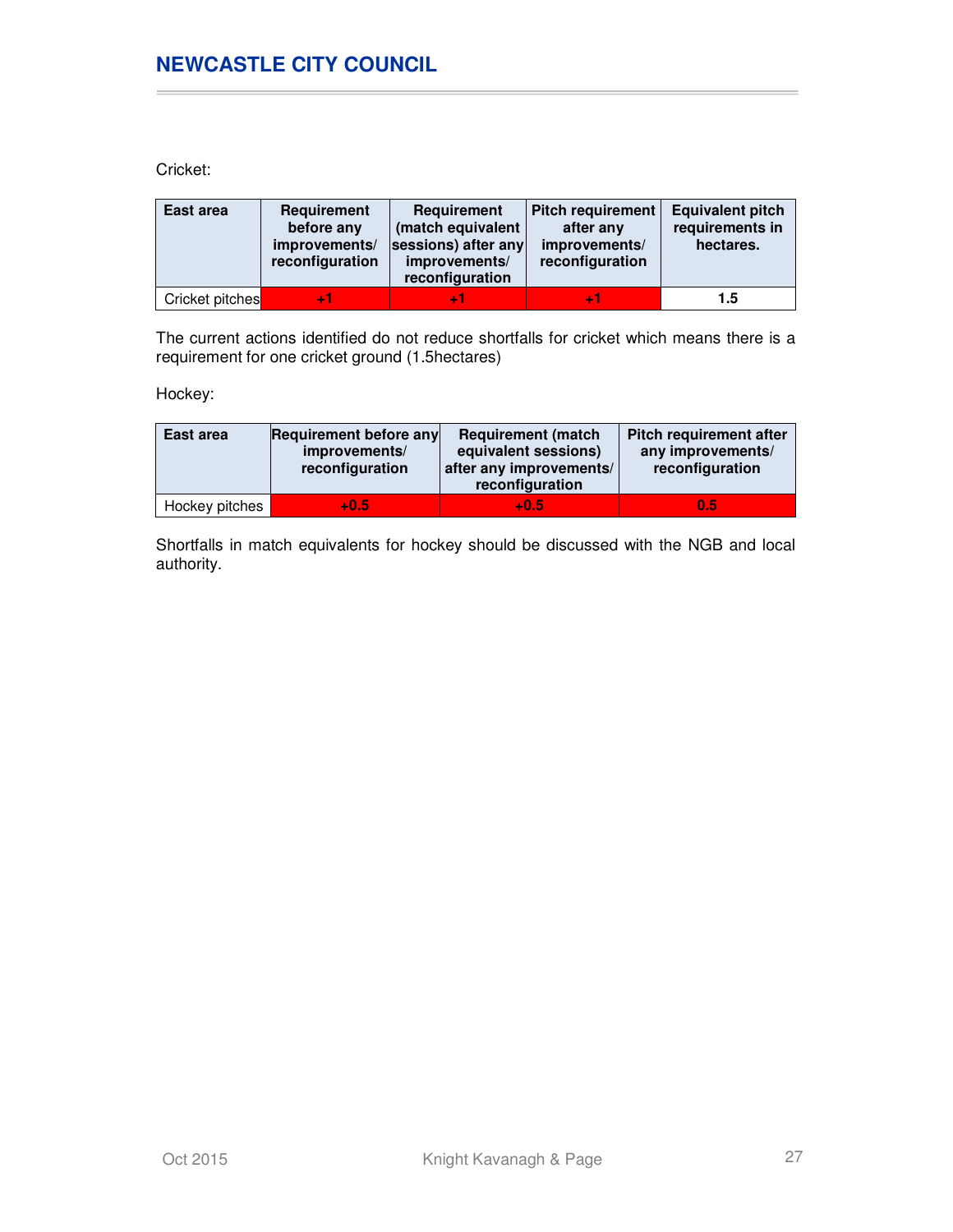Cricket:

| East area | Requirement before any improvements/ reconfiguration | Requirement (match equivalent sessions) after any improvements/ reconfiguration | Pitch requirement after any improvements/ reconfiguration | Equivalent pitch requirements in hectares. |
|---|---|---|---|---|
| Cricket pitches | +1 | +1 | +1 | 1.5 |

The current actions identified do not reduce shortfalls for cricket which means there is a requirement for one cricket ground (1.5hectares)

Hockey:

| East area | Requirement before any improvements/ reconfiguration | Requirement (match equivalent sessions) after any improvements/ reconfiguration | Pitch requirement after any improvements/ reconfiguration |
|---|---|---|---|
| Hockey pitches | +0.5 | +0.5 | 0.5 |

Shortfalls in match equivalents for hockey should be discussed with the NGB and local authority.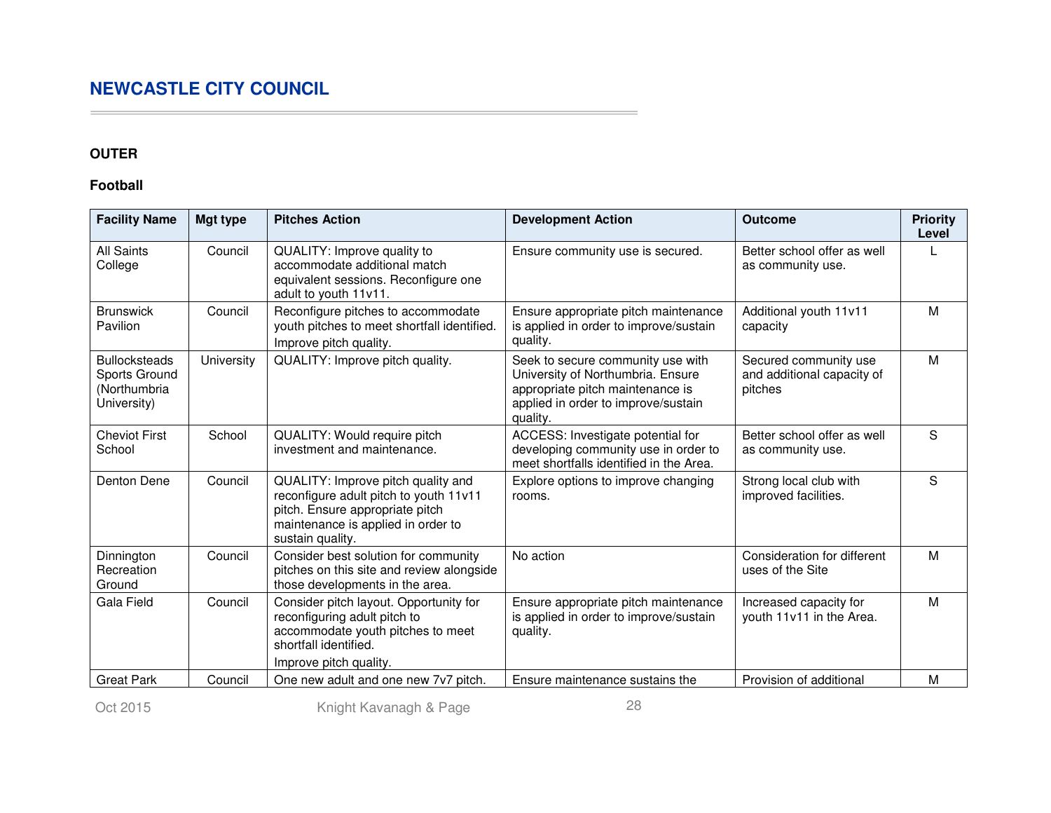## OUTER

### Football

| Facility Name | Mgt type | Pitches Action | Development Action | Outcome | Priority Level |
|---|---|---|---|---|---|
| All Saints College | Council | QUALITY: Improve quality to accommodate additional match equivalent sessions. Reconfigure one adult to youth 11v11. | Ensure community use is secured. | Better school offer as well as community use. | L |
| Brunswick Pavilion | Council | Reconfigure pitches to accommodate youth pitches to meet shortfall identified. Improve pitch quality. | Ensure appropriate pitch maintenance is applied in order to improve/sustain quality. | Additional youth 11v11 capacity | M |
| Bullocksteads Sports Ground (Northumbria University) | University | QUALITY: Improve pitch quality. | Seek to secure community use with University of Northumbria. Ensure appropriate pitch maintenance is applied in order to improve/sustain quality. | Secured community use and additional capacity of pitches | M |
| Cheviot First School | School | QUALITY: Would require pitch investment and maintenance. | ACCESS: Investigate potential for developing community use in order to meet shortfalls identified in the Area. | Better school offer as well as community use. | S |
| Denton Dene | Council | QUALITY: Improve pitch quality and reconfigure adult pitch to youth 11v11 pitch. Ensure appropriate pitch maintenance is applied in order to sustain quality. | Explore options to improve changing rooms. | Strong local club with improved facilities. | S |
| Dinnington Recreation Ground | Council | Consider best solution for community pitches on this site and review alongside those developments in the area. | No action | Consideration for different uses of the Site | M |
| Gala Field | Council | Consider pitch layout. Opportunity for reconfiguring adult pitch to accommodate youth pitches to meet shortfall identified. Improve pitch quality. | Ensure appropriate pitch maintenance is applied in order to improve/sustain quality. | Increased capacity for youth 11v11 in the Area. | M |
| Great Park | Council | One new adult and one new 7v7 pitch. | Ensure maintenance sustains the | Provision of additional | M |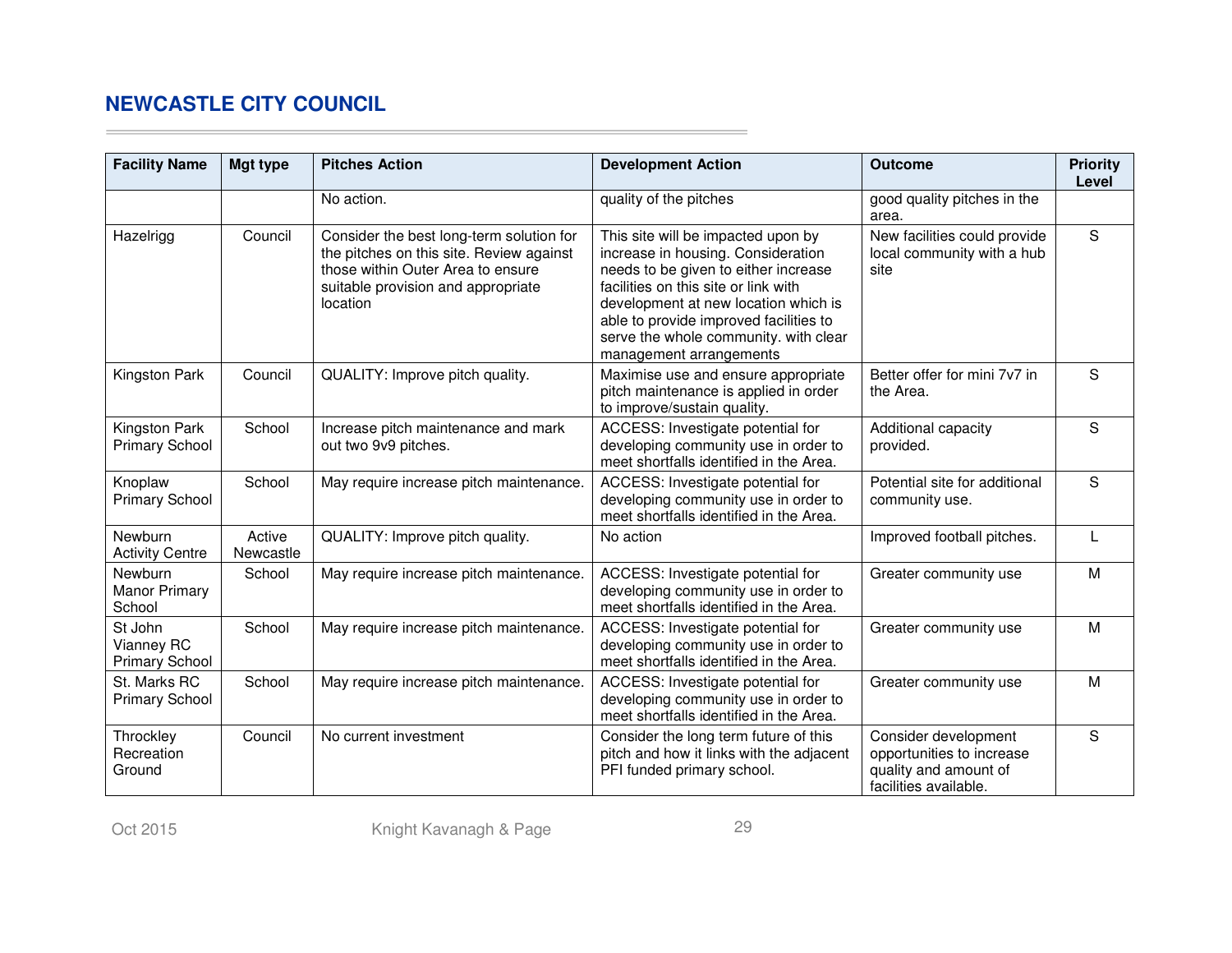## NEWCASTLE CITY COUNCIL

| Facility Name | Mgt type | Pitches Action | Development Action | Outcome | Priority Level |
|---|---|---|---|---|---|
| | | No action. | quality of the pitches | good quality pitches in the area. | |
| Hazelrigg | Council | Consider the best long-term solution for the pitches on this site. Review against those within Outer Area to ensure suitable provision and appropriate location | This site will be impacted upon by increase in housing. Consideration needs to be given to either increase facilities on this site or link with development at new location which is able to provide improved facilities to serve the whole community. with clear management arrangements | New facilities could provide local community with a hub site | S |
| Kingston Park | Council | QUALITY: Improve pitch quality. | Maximise use and ensure appropriate pitch maintenance is applied in order to improve/sustain quality. | Better offer for mini 7v7 in the Area. | S |
| Kingston Park Primary School | School | Increase pitch maintenance and mark out two 9v9 pitches. | ACCESS: Investigate potential for developing community use in order to meet shortfalls identified in the Area. | Additional capacity provided. | S |
| Knoplaw Primary School | School | May require increase pitch maintenance. | ACCESS: Investigate potential for developing community use in order to meet shortfalls identified in the Area. | Potential site for additional community use. | S |
| Newburn Activity Centre | Active Newcastle | QUALITY: Improve pitch quality. | No action | Improved football pitches. | L |
| Newburn Manor Primary School | School | May require increase pitch maintenance. | ACCESS: Investigate potential for developing community use in order to meet shortfalls identified in the Area. | Greater community use | M |
| St John Vianney RC Primary School | School | May require increase pitch maintenance. | ACCESS: Investigate potential for developing community use in order to meet shortfalls identified in the Area. | Greater community use | M |
| St. Marks RC Primary School | School | May require increase pitch maintenance. | ACCESS: Investigate potential for developing community use in order to meet shortfalls identified in the Area. | Greater community use | M |
| Throckley Recreation Ground | Council | No current investment | Consider the long term future of this pitch and how it links with the adjacent PFI funded primary school. | Consider development opportunities to increase quality and amount of facilities available. | S |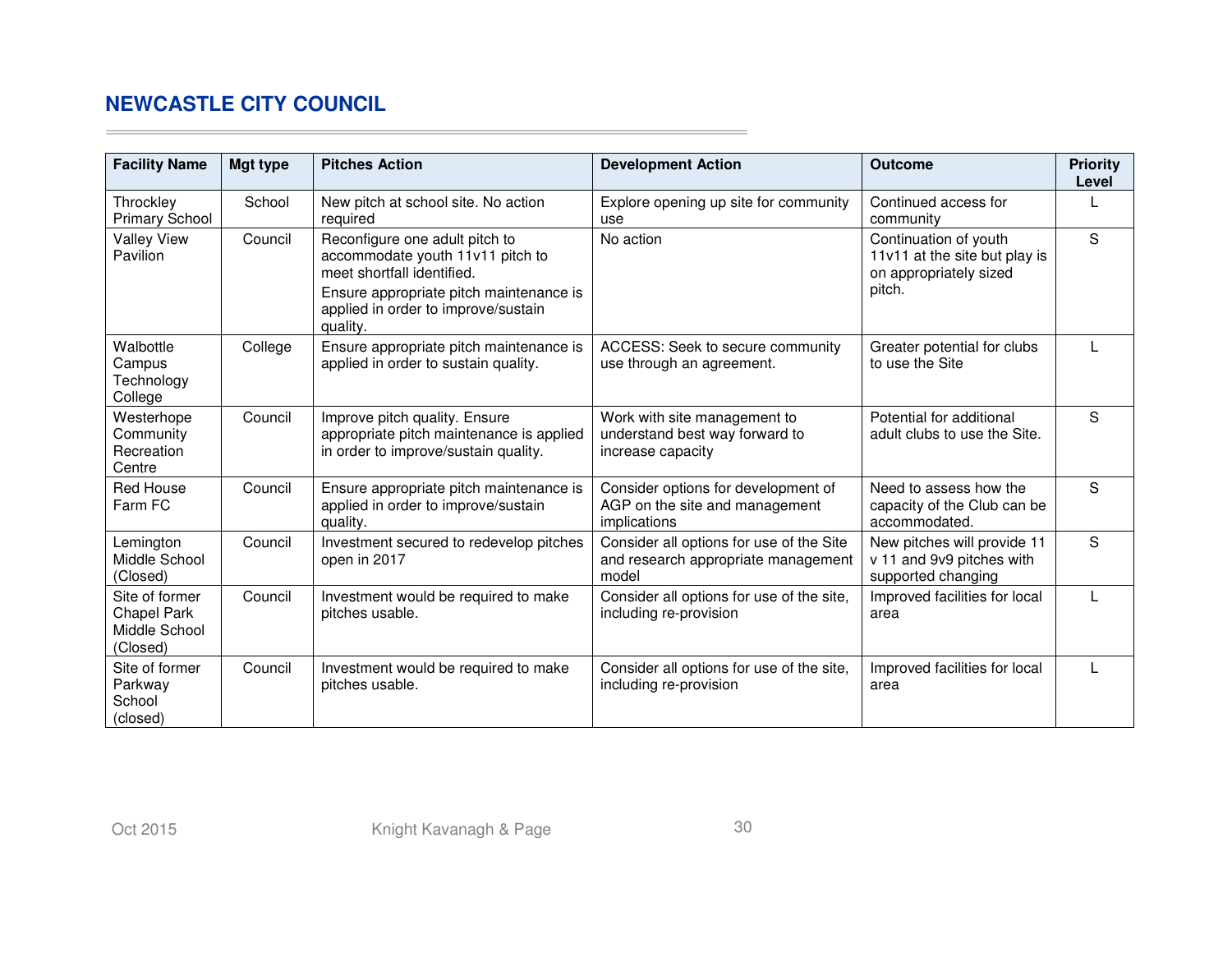## NEWCASTLE CITY COUNCIL

| Facility Name | Mgt type | Pitches Action | Development Action | Outcome | Priority Level |
|---|---|---|---|---|---|
| Throckley Primary School | School | New pitch at school site. No action required | Explore opening up site for community use | Continued access for community | L |
| Valley View Pavilion | Council | Reconfigure one adult pitch to accommodate youth 11v11 pitch to meet shortfall identified. Ensure appropriate pitch maintenance is applied in order to improve/sustain quality. | No action | Continuation of youth 11v11 at the site but play is on appropriately sized pitch. | S |
| Walbottle Campus Technology College | College | Ensure appropriate pitch maintenance is applied in order to sustain quality. | ACCESS: Seek to secure community use through an agreement. | Greater potential for clubs to use the Site | L |
| Westerhope Community Recreation Centre | Council | Improve pitch quality. Ensure appropriate pitch maintenance is applied in order to improve/sustain quality. | Work with site management to understand best way forward to increase capacity | Potential for additional adult clubs to use the Site. | S |
| Red House Farm FC | Council | Ensure appropriate pitch maintenance is applied in order to improve/sustain quality. | Consider options for development of AGP on the site and management implications | Need to assess how the capacity of the Club can be accommodated. | S |
| Lemington Middle School (Closed) | Council | Investment secured to redevelop pitches open in 2017 | Consider all options for use of the Site and research appropriate management model | New pitches will provide 11 v 11 and 9v9 pitches with supported changing | S |
| Site of former Chapel Park Middle School (Closed) | Council | Investment would be required to make pitches usable. | Consider all options for use of the site, including re-provision | Improved facilities for local area | L |
| Site of former Parkway School (closed) | Council | Investment would be required to make pitches usable. | Consider all options for use of the site, including re-provision | Improved facilities for local area | L |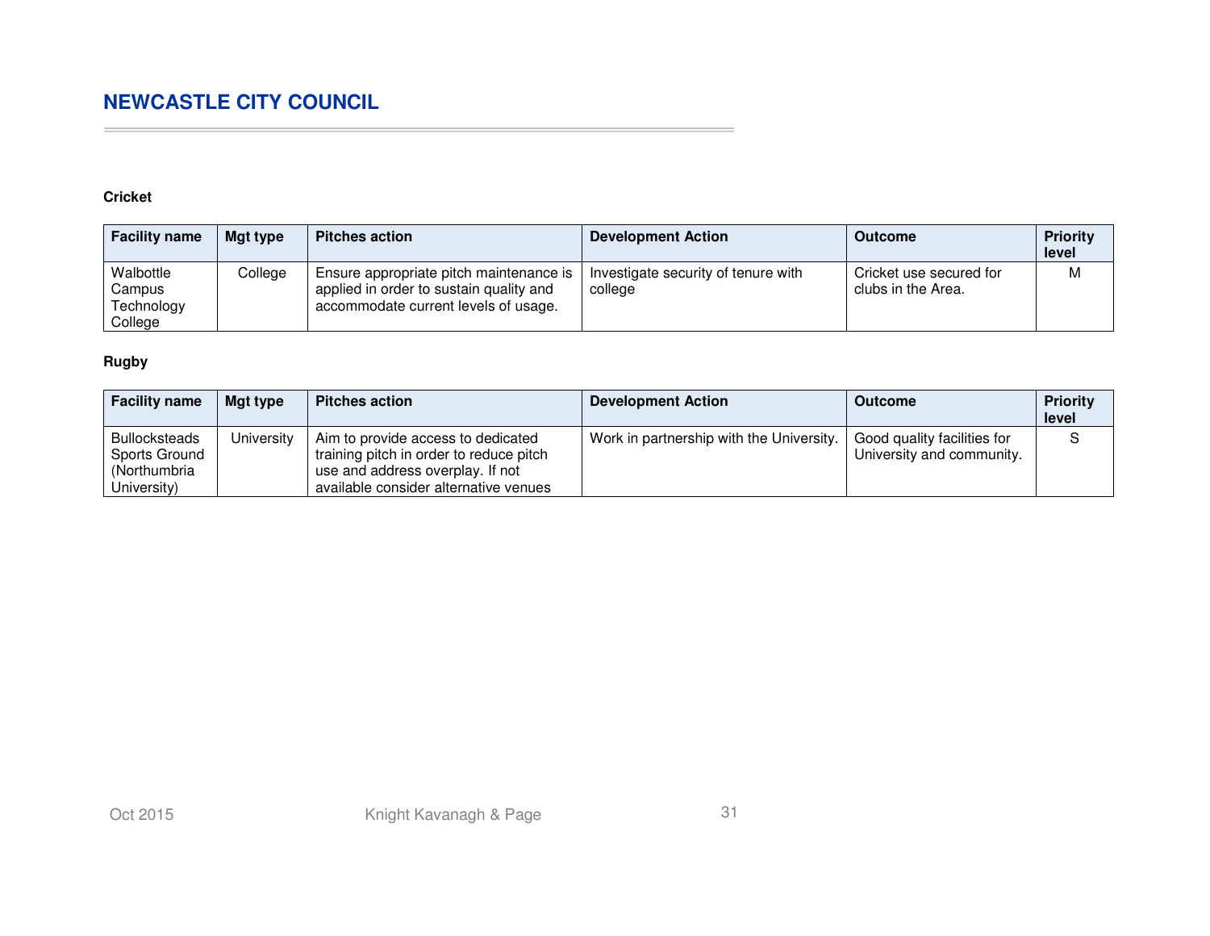**Cricket**

| Facility name | Mgt type | Pitches action | Development Action | Outcome | Priority level |
|---|---|---|---|---|---|
| Walbottle Campus Technology College | College | Ensure appropriate pitch maintenance is applied in order to sustain quality and accommodate current levels of usage. | Investigate security of tenure with college | Cricket use secured for clubs in the Area. | M |

**Rugby**

| Facility name | Mgt type | Pitches action | Development Action | Outcome | Priority level |
|---|---|---|---|---|---|
| Bullocksteads Sports Ground (Northumbria University) | University | Aim to provide access to dedicated training pitch in order to reduce pitch use and address overplay. If not available consider alternative venues | Work in partnership with the University. | Good quality facilities for University and community. | S |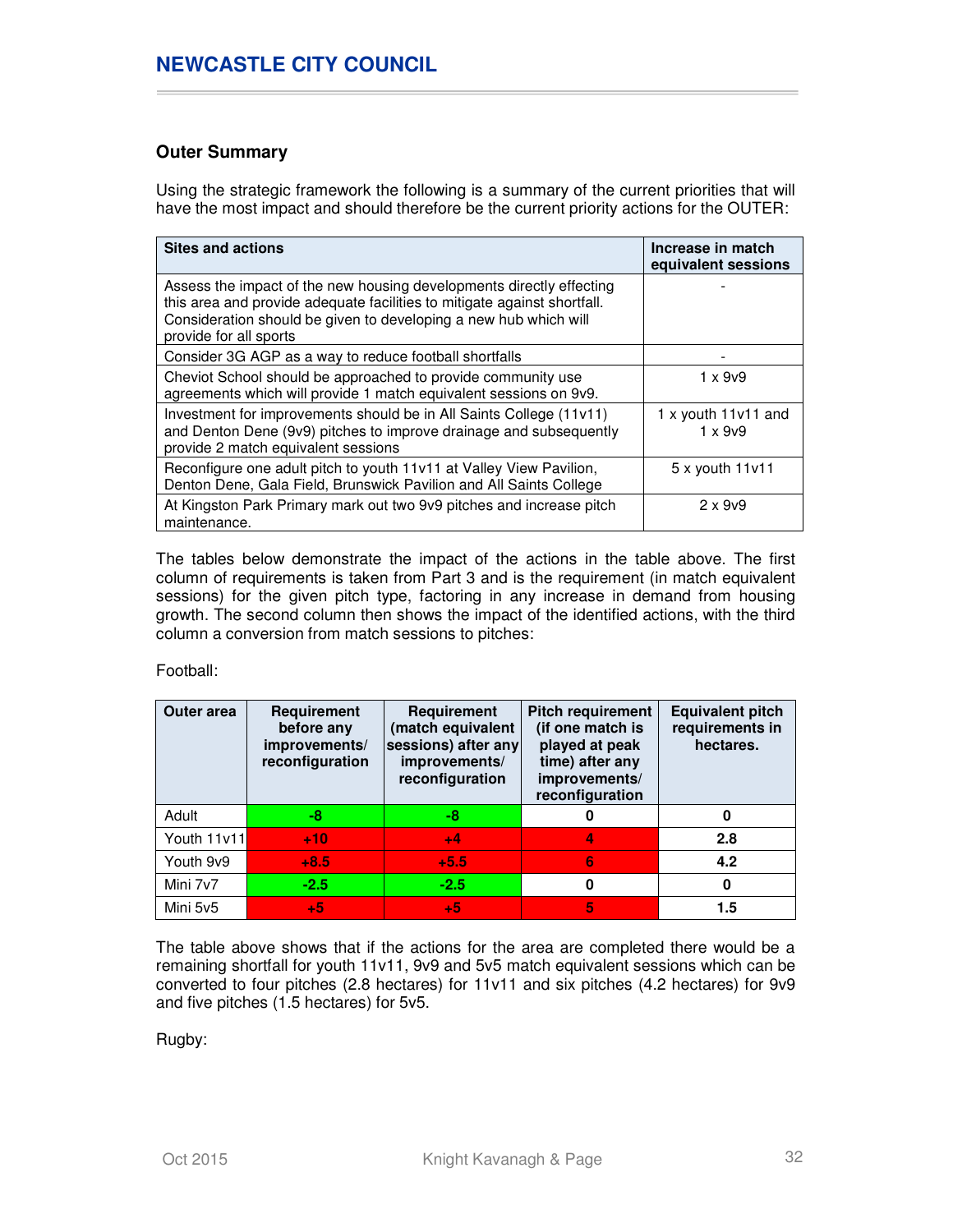## Outer Summary

Using the strategic framework the following is a summary of the current priorities that will have the most impact and should therefore be the current priority actions for the OUTER:

| Sites and actions | Increase in match equivalent sessions |
|---|---|
| Assess the impact of the new housing developments directly effecting this area and provide adequate facilities to mitigate against shortfall. Consideration should be given to developing a new hub which will provide for all sports | - |
| Consider 3G AGP as a way to reduce football shortfalls | - |
| Cheviot School should be approached to provide community use agreements which will provide 1 match equivalent sessions on 9v9. | 1 x 9v9 |
| Investment for improvements should be in All Saints College (11v11) and Denton Dene (9v9) pitches to improve drainage and subsequently provide 2 match equivalent sessions | 1 x youth 11v11 and 1 x 9v9 |
| Reconfigure one adult pitch to youth 11v11 at Valley View Pavilion, Denton Dene, Gala Field, Brunswick Pavilion and All Saints College | 5 x youth 11v11 |
| At Kingston Park Primary mark out two 9v9 pitches and increase pitch maintenance. | 2 x 9v9 |

The tables below demonstrate the impact of the actions in the table above. The first column of requirements is taken from Part 3 and is the requirement (in match equivalent sessions) for the given pitch type, factoring in any increase in demand from housing growth. The second column then shows the impact of the identified actions, with the third column a conversion from match sessions to pitches:

Football:

| Outer area | Requirement before any improvements/ reconfiguration | Requirement (match equivalent sessions) after any improvements/ reconfiguration | Pitch requirement (if one match is played at peak time) after any improvements/ reconfiguration | Equivalent pitch requirements in hectares. |
|---|---|---|---|---|
| Adult | -8 | -8 | 0 | 0 |
| Youth 11v11 | +10 | +4 | 4 | 2.8 |
| Youth 9v9 | +8.5 | +5.5 | 6 | 4.2 |
| Mini 7v7 | -2.5 | -2.5 | 0 | 0 |
| Mini 5v5 | +5 | +5 | 5 | 1.5 |

The table above shows that if the actions for the area are completed there would be a remaining shortfall for youth 11v11, 9v9 and 5v5 match equivalent sessions which can be converted to four pitches (2.8 hectares) for 11v11 and six pitches (4.2 hectares) for 9v9 and five pitches (1.5 hectares) for 5v5.

Rugby: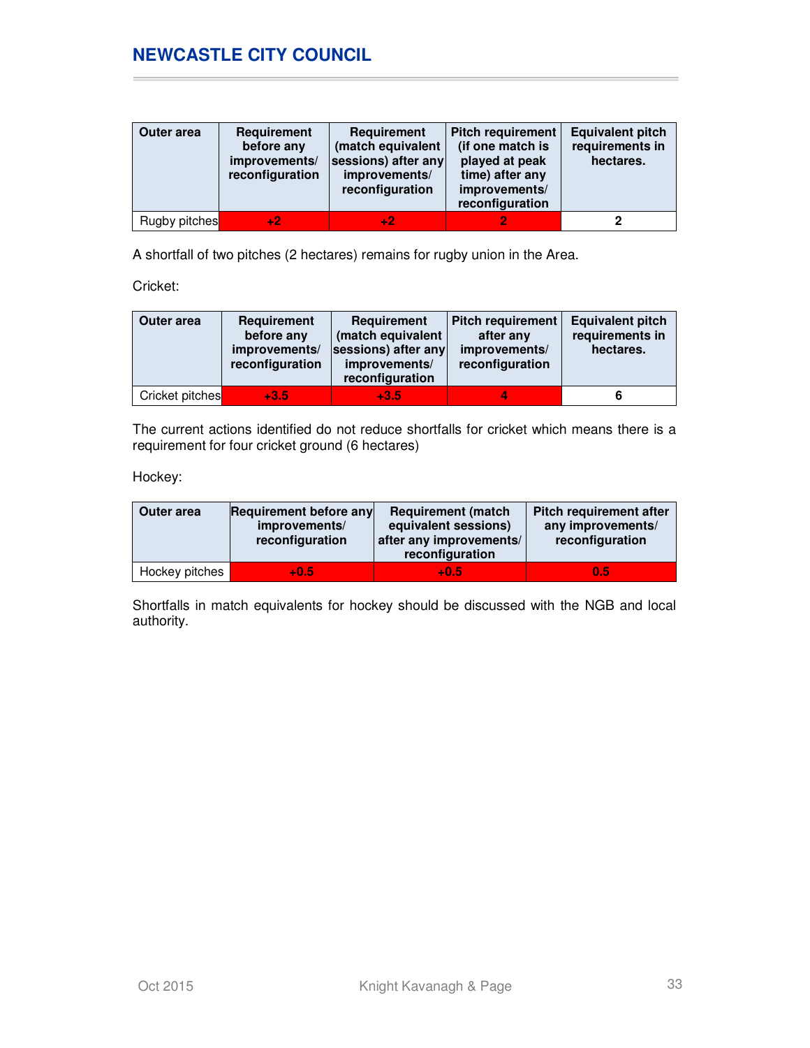| Outer area | Requirement before any improvements/ reconfiguration | Requirement (match equivalent sessions) after any improvements/ reconfiguration | Pitch requirement (if one match is played at peak time) after any improvements/ reconfiguration | Equivalent pitch requirements in hectares. |
|---|---|---|---|---|
| Rugby pitches | +2 | +2 | 2 | 2 |

A shortfall of two pitches (2 hectares) remains for rugby union in the Area.

Cricket:

| Outer area | Requirement before any improvements/ reconfiguration | Requirement (match equivalent sessions) after any improvements/ reconfiguration | Pitch requirement after any improvements/ reconfiguration | Equivalent pitch requirements in hectares. |
|---|---|---|---|---|
| Cricket pitches | +3.5 | +3.5 | 4 | 6 |

The current actions identified do not reduce shortfalls for cricket which means there is a requirement for four cricket ground (6 hectares)

Hockey:

| Outer area | Requirement before any improvements/ reconfiguration | Requirement (match equivalent sessions) after any improvements/ reconfiguration | Pitch requirement after any improvements/ reconfiguration |
|---|---|---|---|
| Hockey pitches | +0.5 | +0.5 | 0.5 |

Shortfalls in match equivalents for hockey should be discussed with the NGB and local authority.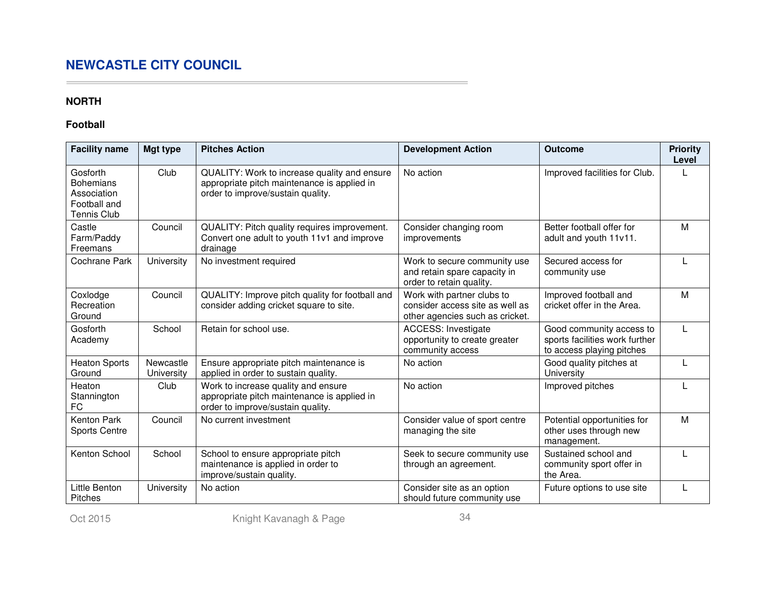## NEWCASTLE CITY COUNCIL

### NORTH

### Football

| Facility name | Mgt type | Pitches Action | Development Action | Outcome | Priority Level |
|---|---|---|---|---|---|
| Gosforth Bohemians Association Football and Tennis Club | Club | QUALITY: Work to increase quality and ensure appropriate pitch maintenance is applied in order to improve/sustain quality. | No action | Improved facilities for Club. | L |
| Castle Farm/Paddy Freemans | Council | QUALITY: Pitch quality requires improvement. Convert one adult to youth 11v1 and improve drainage | Consider changing room improvements | Better football offer for adult and youth 11v11. | M |
| Cochrane Park | University | No investment required | Work to secure community use and retain spare capacity in order to retain quality. | Secured access for community use | L |
| Coxlodge Recreation Ground | Council | QUALITY: Improve pitch quality for football and consider adding cricket square to site. | Work with partner clubs to consider access site as well as other agencies such as cricket. | Improved football and cricket offer in the Area. | M |
| Gosforth Academy | School | Retain for school use. | ACCESS: Investigate opportunity to create greater community access | Good community access to sports facilities work further to access playing pitches | L |
| Heaton Sports Ground | Newcastle University | Ensure appropriate pitch maintenance is applied in order to sustain quality. | No action | Good quality pitches at University | L |
| Heaton Stannington FC | Club | Work to increase quality and ensure appropriate pitch maintenance is applied in order to improve/sustain quality. | No action | Improved pitches | L |
| Kenton Park Sports Centre | Council | No current investment | Consider value of sport centre managing the site | Potential opportunities for other uses through new management. | M |
| Kenton School | School | School to ensure appropriate pitch maintenance is applied in order to improve/sustain quality. | Seek to secure community use through an agreement. | Sustained school and community sport offer in the Area. | L |
| Little Benton Pitches | University | No action | Consider site as an option should future community use | Future options to use site | L |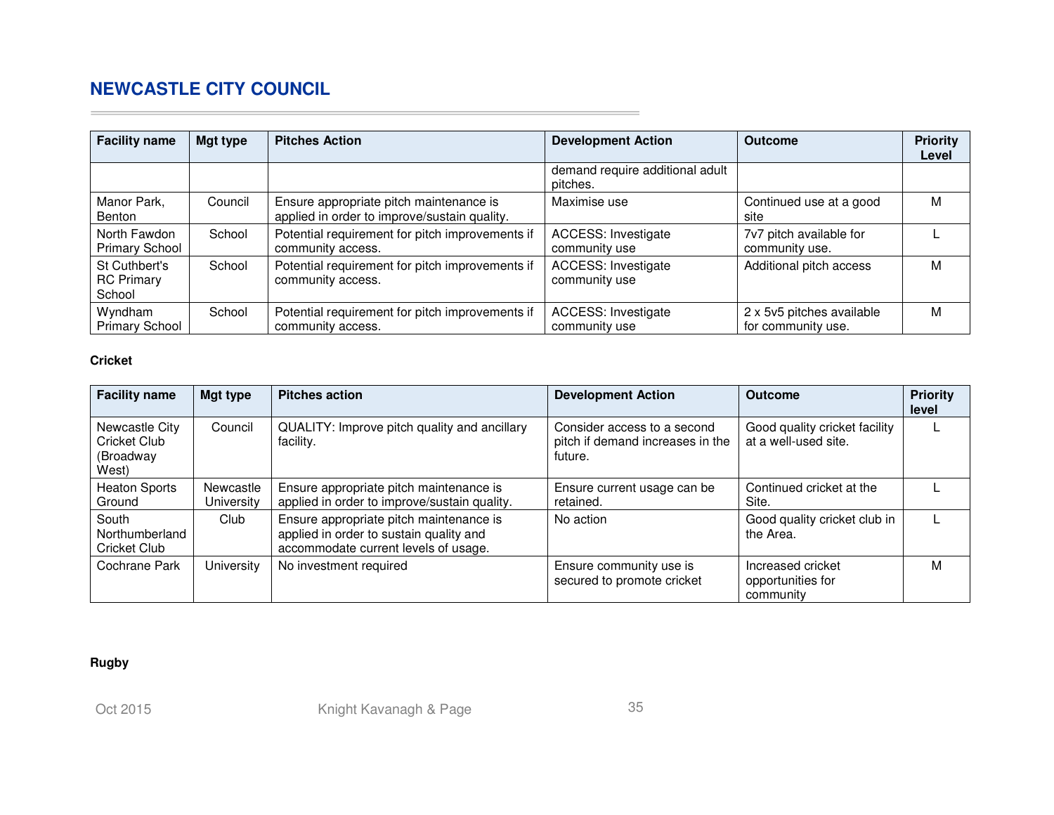## NEWCASTLE CITY COUNCIL

| Facility name | Mgt type | Pitches Action | Development Action | Outcome | Priority Level |
|---|---|---|---|---|---|
| | | | demand require additional adult pitches. | | |
| Manor Park, Benton | Council | Ensure appropriate pitch maintenance is applied in order to improve/sustain quality. | Maximise use | Continued use at a good site | M |
| North Fawdon Primary School | School | Potential requirement for pitch improvements if community access. | ACCESS: Investigate community use | 7v7 pitch available for community use. | L |
| St Cuthbert's RC Primary School | School | Potential requirement for pitch improvements if community access. | ACCESS: Investigate community use | Additional pitch access | M |
| Wyndham Primary School | School | Potential requirement for pitch improvements if community access. | ACCESS: Investigate community use | 2 x 5v5 pitches available for community use. | M |

**Cricket**

| Facility name | Mgt type | Pitches action | Development Action | Outcome | Priority level |
|---|---|---|---|---|---|
| Newcastle City Cricket Club (Broadway West) | Council | QUALITY: Improve pitch quality and ancillary facility. | Consider access to a second pitch if demand increases in the future. | Good quality cricket facility at a well-used site. | L |
| Heaton Sports Ground | Newcastle University | Ensure appropriate pitch maintenance is applied in order to improve/sustain quality. | Ensure current usage can be retained. | Continued cricket at the Site. | L |
| South Northumberland Cricket Club | Club | Ensure appropriate pitch maintenance is applied in order to sustain quality and accommodate current levels of usage. | No action | Good quality cricket club in the Area. | L |
| Cochrane Park | University | No investment required | Ensure community use is secured to promote cricket | Increased cricket opportunities for community | M |

**Rugby**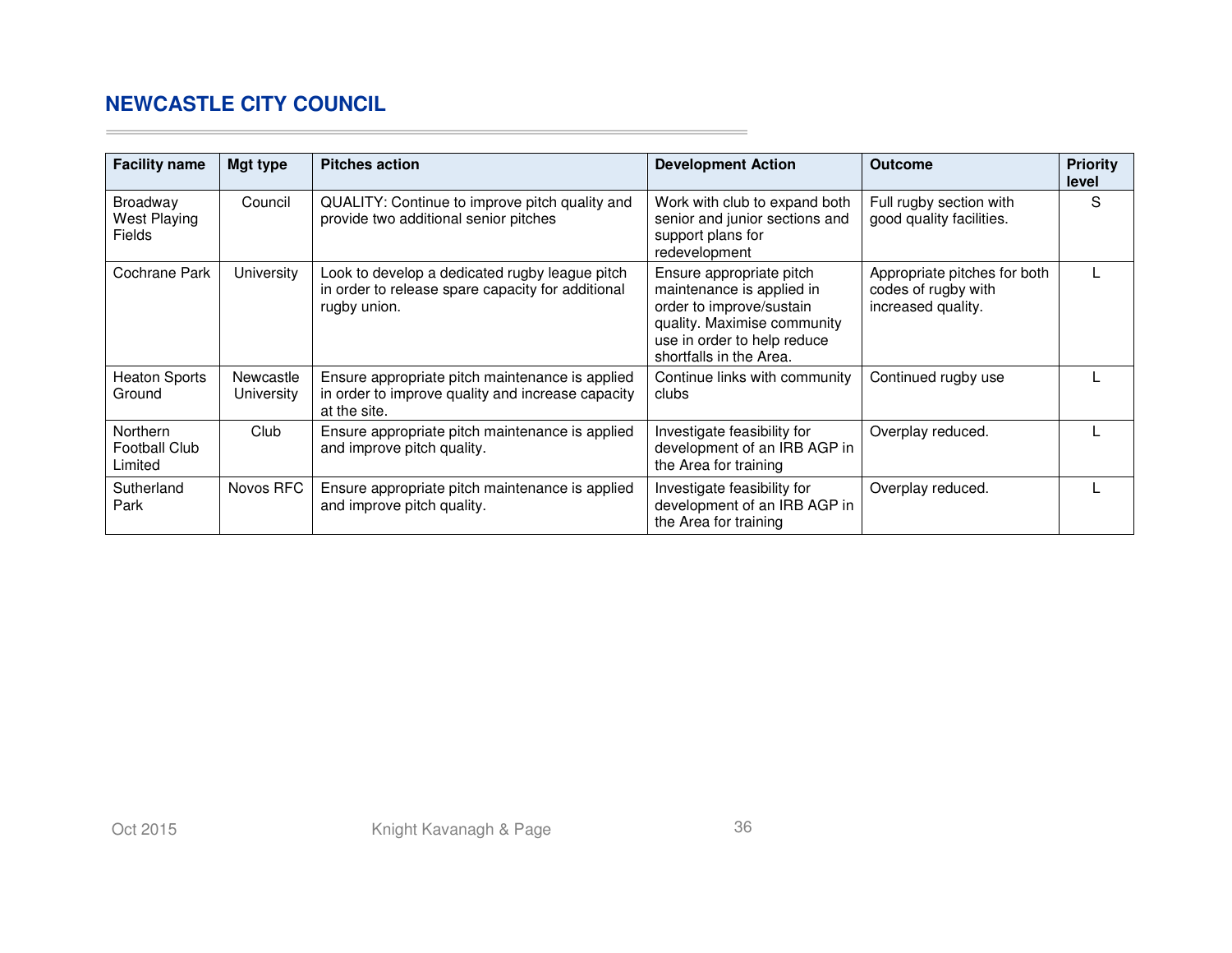## NEWCASTLE CITY COUNCIL

| Facility name | Mgt type | Pitches action | Development Action | Outcome | Priority level |
|---|---|---|---|---|---|
| Broadway West Playing Fields | Council | QUALITY: Continue to improve pitch quality and provide two additional senior pitches | Work with club to expand both senior and junior sections and support plans for redevelopment | Full rugby section with good quality facilities. | S |
| Cochrane Park | University | Look to develop a dedicated rugby league pitch in order to release spare capacity for additional rugby union. | Ensure appropriate pitch maintenance is applied in order to improve/sustain quality. Maximise community use in order to help reduce shortfalls in the Area. | Appropriate pitches for both codes of rugby with increased quality. | L |
| Heaton Sports Ground | Newcastle University | Ensure appropriate pitch maintenance is applied in order to improve quality and increase capacity at the site. | Continue links with community clubs | Continued rugby use | L |
| Northern Football Club Limited | Club | Ensure appropriate pitch maintenance is applied and improve pitch quality. | Investigate feasibility for development of an IRB AGP in the Area for training | Overplay reduced. | L |
| Sutherland Park | Novos RFC | Ensure appropriate pitch maintenance is applied and improve pitch quality. | Investigate feasibility for development of an IRB AGP in the Area for training | Overplay reduced. | L |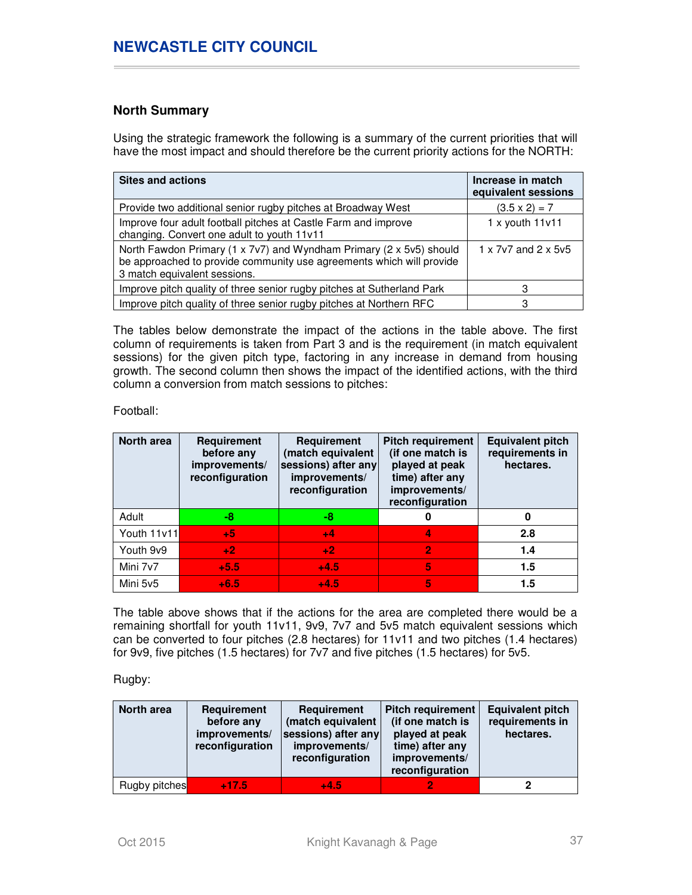## North Summary

Using the strategic framework the following is a summary of the current priorities that will have the most impact and should therefore be the current priority actions for the NORTH:

| Sites and actions | Increase in match equivalent sessions |
|---|---|
| Provide two additional senior rugby pitches at Broadway West | (3.5 x 2) = 7 |
| Improve four adult football pitches at Castle Farm and improve changing. Convert one adult to youth 11v11 | 1 x youth 11v11 |
| North Fawdon Primary (1 x 7v7) and Wyndham Primary (2 x 5v5) should be approached to provide community use agreements which will provide 3 match equivalent sessions. | 1 x 7v7 and 2 x 5v5 |
| Improve pitch quality of three senior rugby pitches at Sutherland Park | 3 |
| Improve pitch quality of three senior rugby pitches at Northern RFC | 3 |

The tables below demonstrate the impact of the actions in the table above. The first column of requirements is taken from Part 3 and is the requirement (in match equivalent sessions) for the given pitch type, factoring in any increase in demand from housing growth. The second column then shows the impact of the identified actions, with the third column a conversion from match sessions to pitches:

Football:

| North area | Requirement before any improvements/ reconfiguration | Requirement (match equivalent sessions) after any improvements/ reconfiguration | Pitch requirement (if one match is played at peak time) after any improvements/ reconfiguration | Equivalent pitch requirements in hectares. |
|---|---|---|---|---|
| Adult | -8 | -8 | 0 | 0 |
| Youth 11v11 | +5 | +4 | 4 | 2.8 |
| Youth 9v9 | +2 | +2 | 2 | 1.4 |
| Mini 7v7 | +5.5 | +4.5 | 5 | 1.5 |
| Mini 5v5 | +6.5 | +4.5 | 5 | 1.5 |

The table above shows that if the actions for the area are completed there would be a remaining shortfall for youth 11v11, 9v9, 7v7 and 5v5 match equivalent sessions which can be converted to four pitches (2.8 hectares) for 11v11 and two pitches (1.4 hectares) for 9v9, five pitches (1.5 hectares) for 7v7 and five pitches (1.5 hectares) for 5v5.

Rugby:

| North area | Requirement before any improvements/ reconfiguration | Requirement (match equivalent sessions) after any improvements/ reconfiguration | Pitch requirement (if one match is played at peak time) after any improvements/ reconfiguration | Equivalent pitch requirements in hectares. |
|---|---|---|---|---|
| Rugby pitches | +17.5 | +4.5 | 2 | 2 |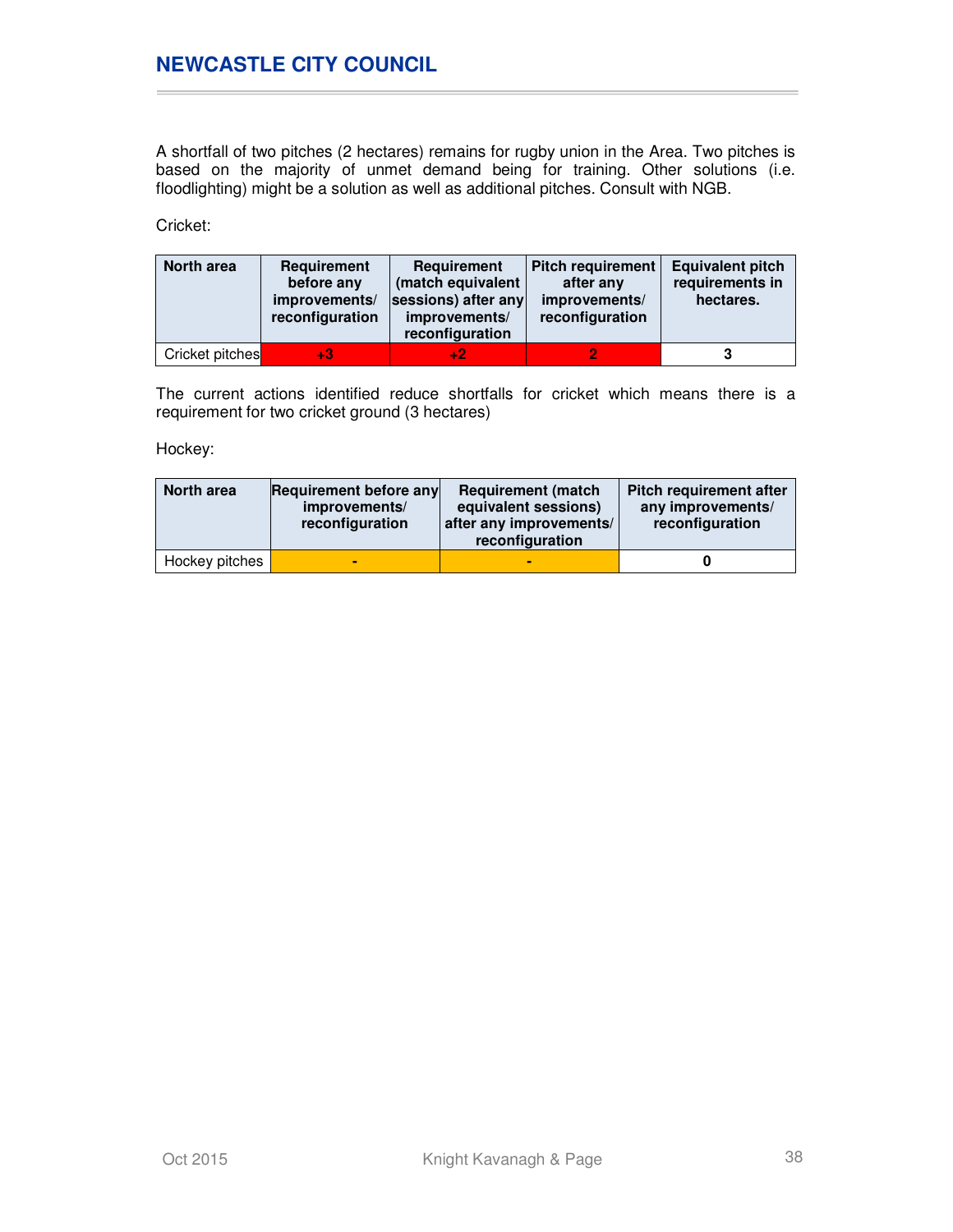A shortfall of two pitches (2 hectares) remains for rugby union in the Area. Two pitches is based on the majority of unmet demand being for training. Other solutions (i.e. floodlighting) might be a solution as well as additional pitches. Consult with NGB.

Cricket:

| North area | Requirement before any improvements/ reconfiguration | Requirement (match equivalent sessions) after any improvements/ reconfiguration | Pitch requirement after any improvements/ reconfiguration | Equivalent pitch requirements in hectares. |
|---|---|---|---|---|
| Cricket pitches | +3 | +2 | 2 | 3 |

The current actions identified reduce shortfalls for cricket which means there is a requirement for two cricket ground (3 hectares)

Hockey:

| North area | Requirement before any improvements/ reconfiguration | Requirement (match equivalent sessions) after any improvements/ reconfiguration | Pitch requirement after any improvements/ reconfiguration |
|---|---|---|---|
| Hockey pitches | - | - | 0 |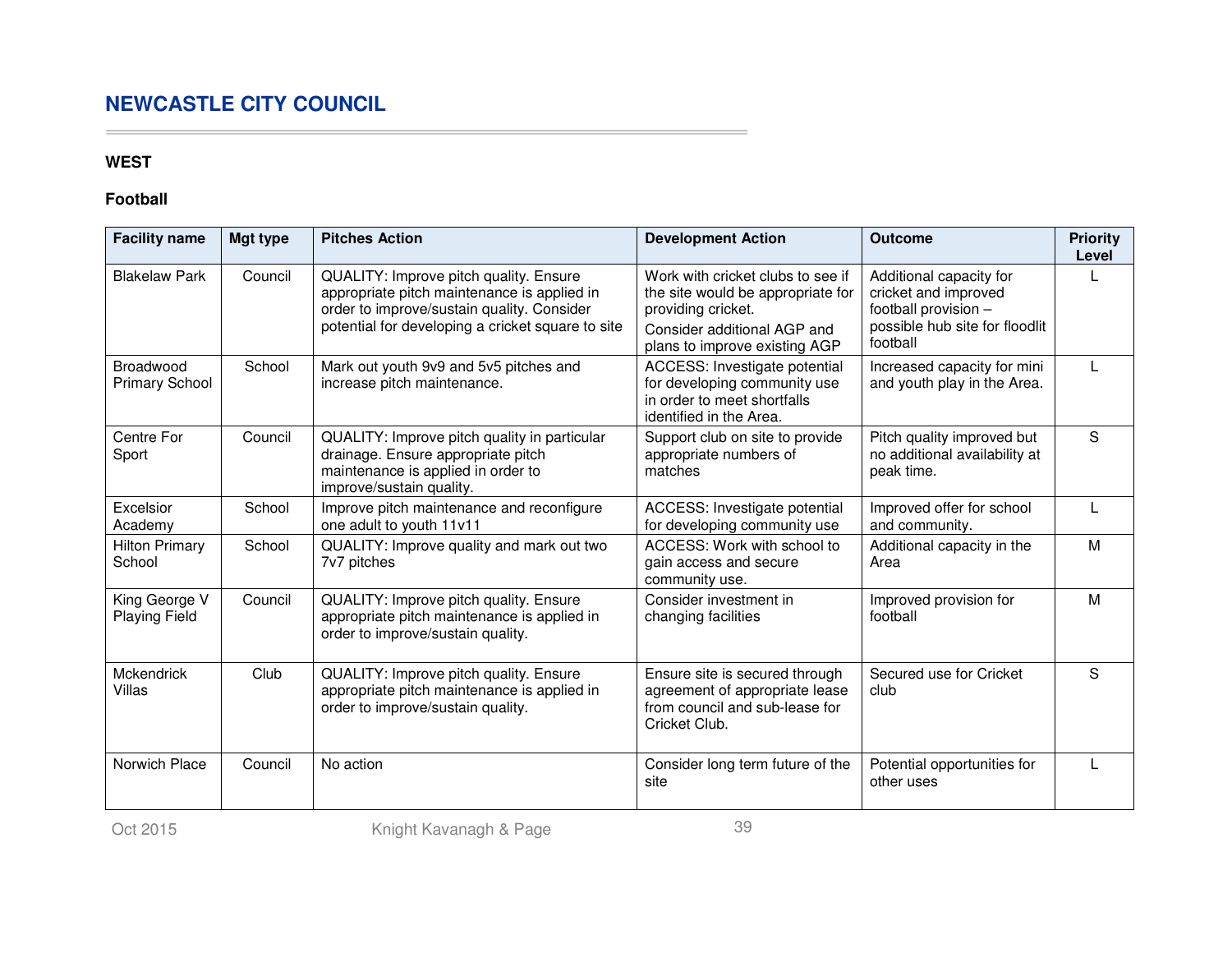## NEWCASTLE CITY COUNCIL

### WEST

#### Football

| Facility name | Mgt type | Pitches Action | Development Action | Outcome | Priority Level |
|---|---|---|---|---|---|
| Blakelaw Park | Council | QUALITY: Improve pitch quality. Ensure appropriate pitch maintenance is applied in order to improve/sustain quality. Consider potential for developing a cricket square to site | Work with cricket clubs to see if the site would be appropriate for providing cricket. Consider additional AGP and plans to improve existing AGP | Additional capacity for cricket and improved football provision – possible hub site for floodlit football | L |
| Broadwood Primary School | School | Mark out youth 9v9 and 5v5 pitches and increase pitch maintenance. | ACCESS: Investigate potential for developing community use in order to meet shortfalls identified in the Area. | Increased capacity for mini and youth play in the Area. | L |
| Centre For Sport | Council | QUALITY: Improve pitch quality in particular drainage. Ensure appropriate pitch maintenance is applied in order to improve/sustain quality. | Support club on site to provide appropriate numbers of matches | Pitch quality improved but no additional availability at peak time. | S |
| Excelsior Academy | School | Improve pitch maintenance and reconfigure one adult to youth 11v11 | ACCESS: Investigate potential for developing community use | Improved offer for school and community. | L |
| Hilton Primary School | School | QUALITY: Improve quality and mark out two 7v7 pitches | ACCESS: Work with school to gain access and secure community use. | Additional capacity in the Area | M |
| King George V Playing Field | Council | QUALITY: Improve pitch quality. Ensure appropriate pitch maintenance is applied in order to improve/sustain quality. | Consider investment in changing facilities | Improved provision for football | M |
| Mckendrick Villas | Club | QUALITY: Improve pitch quality. Ensure appropriate pitch maintenance is applied in order to improve/sustain quality. | Ensure site is secured through agreement of appropriate lease from council and sub-lease for Cricket Club. | Secured use for Cricket club | S |
| Norwich Place | Council | No action | Consider long term future of the site | Potential opportunities for other uses | L |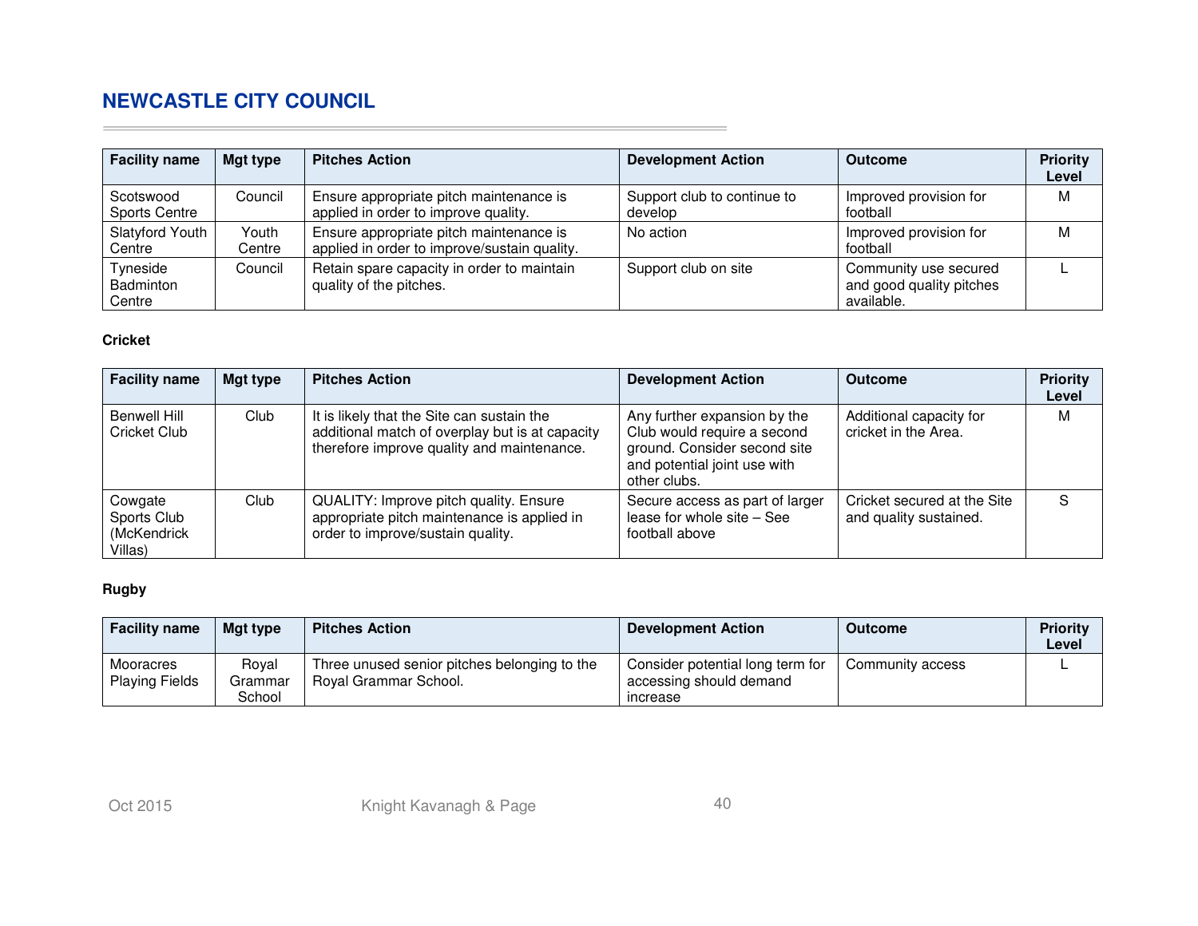## NEWCASTLE CITY COUNCIL

| Facility name | Mgt type | Pitches Action | Development Action | Outcome | Priority Level |
|---|---|---|---|---|---|
| Scotswood Sports Centre | Council | Ensure appropriate pitch maintenance is applied in order to improve quality. | Support club to continue to develop | Improved provision for football | M |
| Slatyford Youth Centre | Youth Centre | Ensure appropriate pitch maintenance is applied in order to improve/sustain quality. | No action | Improved provision for football | M |
| Tyneside Badminton Centre | Council | Retain spare capacity in order to maintain quality of the pitches. | Support club on site | Community use secured and good quality pitches available. | L |

**Cricket**

| Facility name | Mgt type | Pitches Action | Development Action | Outcome | Priority Level |
|---|---|---|---|---|---|
| Benwell Hill Cricket Club | Club | It is likely that the Site can sustain the additional match of overplay but is at capacity therefore improve quality and maintenance. | Any further expansion by the Club would require a second ground. Consider second site and potential joint use with other clubs. | Additional capacity for cricket in the Area. | M |
| Cowgate Sports Club (McKendrick Villas) | Club | QUALITY: Improve pitch quality. Ensure appropriate pitch maintenance is applied in order to improve/sustain quality. | Secure access as part of larger lease for whole site – See football above | Cricket secured at the Site and quality sustained. | S |

**Rugby**

| Facility name | Mgt type | Pitches Action | Development Action | Outcome | Priority Level |
|---|---|---|---|---|---|
| Mooracres Playing Fields | Royal Grammar School | Three unused senior pitches belonging to the Royal Grammar School. | Consider potential long term for accessing should demand increase | Community access | L |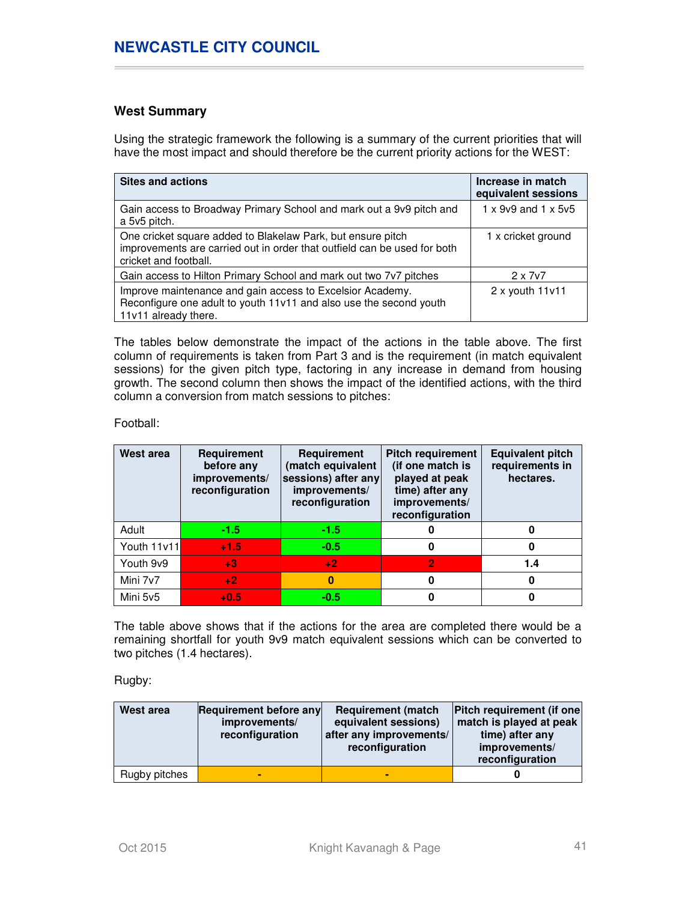### West Summary

Using the strategic framework the following is a summary of the current priorities that will have the most impact and should therefore be the current priority actions for the WEST:

| Sites and actions | Increase in match equivalent sessions |
|---|---|
| Gain access to Broadway Primary School and mark out a 9v9 pitch and a 5v5 pitch. | 1 x 9v9 and 1 x 5v5 |
| One cricket square added to Blakelaw Park, but ensure pitch improvements are carried out in order that outfield can be used for both cricket and football. | 1 x cricket ground |
| Gain access to Hilton Primary School and mark out two 7v7 pitches | 2 x 7v7 |
| Improve maintenance and gain access to Excelsior Academy. Reconfigure one adult to youth 11v11 and also use the second youth 11v11 already there. | 2 x youth 11v11 |

The tables below demonstrate the impact of the actions in the table above. The first column of requirements is taken from Part 3 and is the requirement (in match equivalent sessions) for the given pitch type, factoring in any increase in demand from housing growth. The second column then shows the impact of the identified actions, with the third column a conversion from match sessions to pitches:

Football:

| West area | Requirement before any improvements/ reconfiguration | Requirement (match equivalent sessions) after any improvements/ reconfiguration | Pitch requirement (if one match is played at peak time) after any improvements/ reconfiguration | Equivalent pitch requirements in hectares. |
|---|---|---|---|---|
| Adult | -1.5 | -1.5 | 0 | 0 |
| Youth 11v11 | +1.5 | -0.5 | 0 | 0 |
| Youth 9v9 | +3 | +2 | 2 | 1.4 |
| Mini 7v7 | +2 | 0 | 0 | 0 |
| Mini 5v5 | +0.5 | -0.5 | 0 | 0 |

The table above shows that if the actions for the area are completed there would be a remaining shortfall for youth 9v9 match equivalent sessions which can be converted to two pitches (1.4 hectares).

Rugby:

| West area | Requirement before any improvements/ reconfiguration | Requirement (match equivalent sessions) after any improvements/ reconfiguration | Pitch requirement (if one match is played at peak time) after any improvements/ reconfiguration |
|---|---|---|---|
| Rugby pitches | - | - | 0 |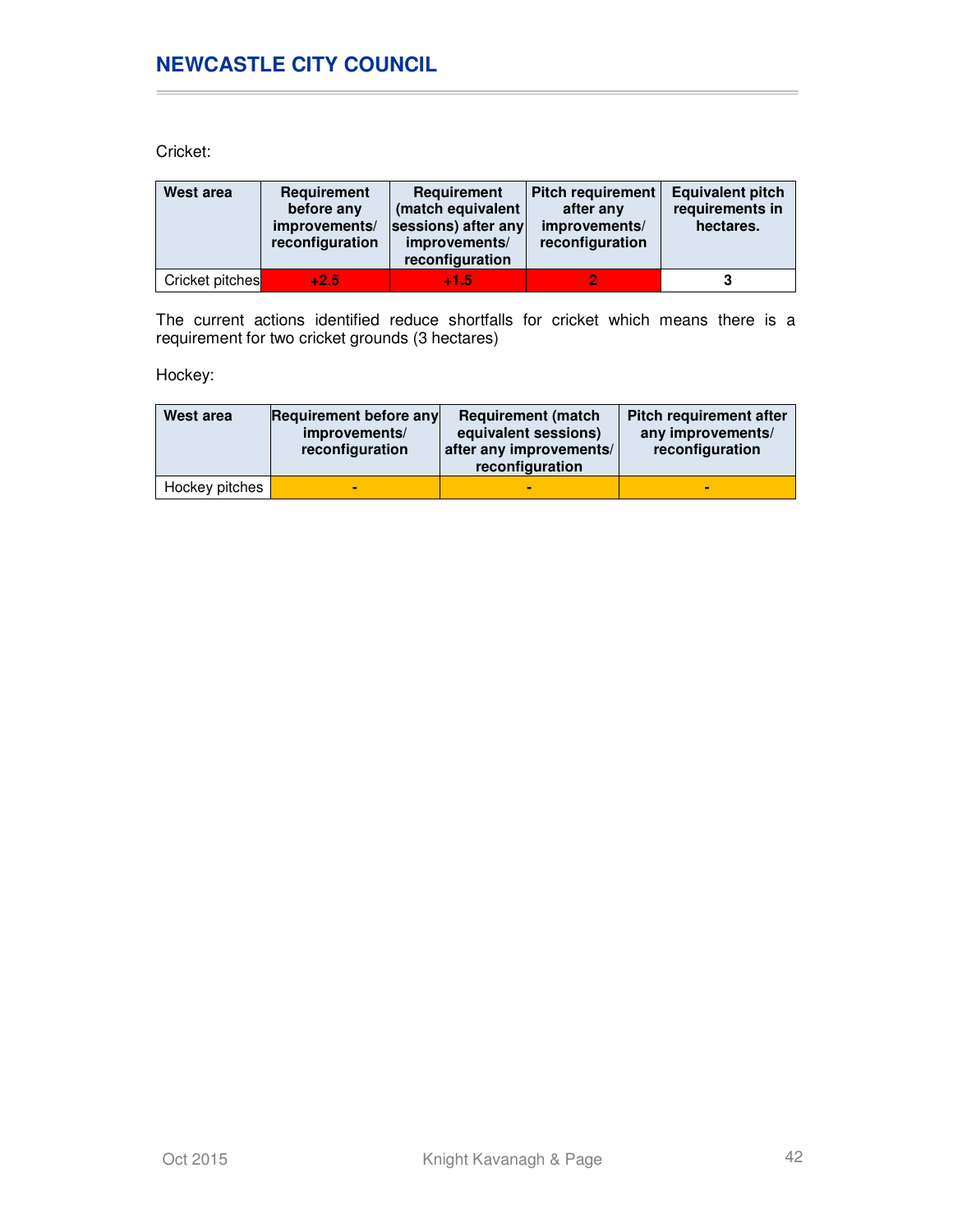Cricket:

| West area | Requirement before any improvements/ reconfiguration | Requirement (match equivalent sessions) after any improvements/ reconfiguration | Pitch requirement after any improvements/ reconfiguration | Equivalent pitch requirements in hectares. |
|---|---|---|---|---|
| Cricket pitches | +2.5 | +1.5 | 2 | 3 |

The current actions identified reduce shortfalls for cricket which means there is a requirement for two cricket grounds (3 hectares)

Hockey:

| West area | Requirement before any improvements/ reconfiguration | Requirement (match equivalent sessions) after any improvements/ reconfiguration | Pitch requirement after any improvements/ reconfiguration |
|---|---|---|---|
| Hockey pitches | - | - | - |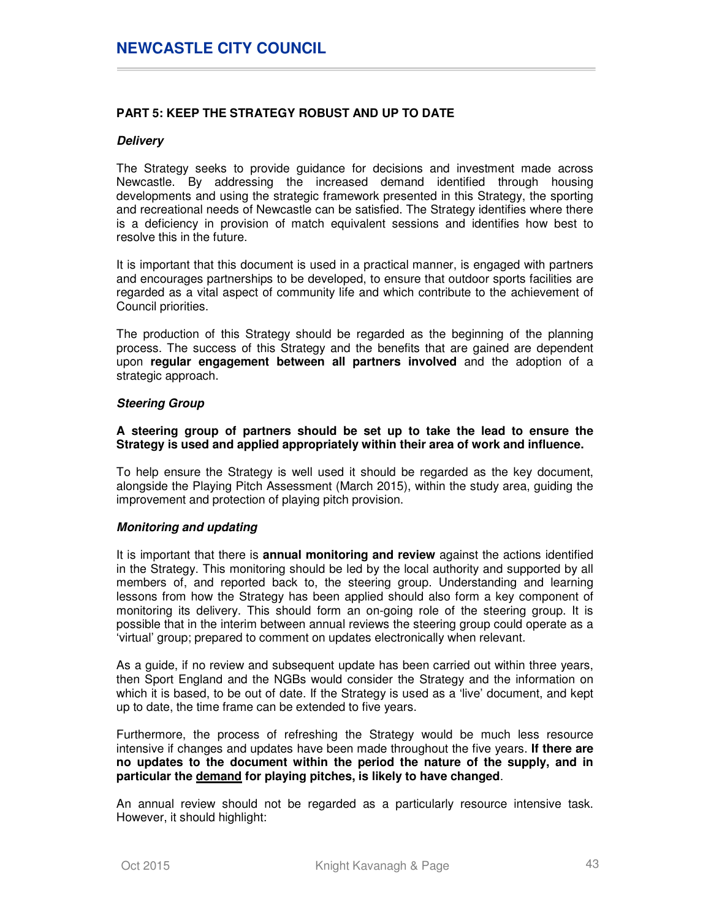## PART 5: KEEP THE STRATEGY ROBUST AND UP TO DATE

### *Delivery*

The Strategy seeks to provide guidance for decisions and investment made across Newcastle. By addressing the increased demand identified through housing developments and using the strategic framework presented in this Strategy, the sporting and recreational needs of Newcastle can be satisfied. The Strategy identifies where there is a deficiency in provision of match equivalent sessions and identifies how best to resolve this in the future.

It is important that this document is used in a practical manner, is engaged with partners and encourages partnerships to be developed, to ensure that outdoor sports facilities are regarded as a vital aspect of community life and which contribute to the achievement of Council priorities.

The production of this Strategy should be regarded as the beginning of the planning process. The success of this Strategy and the benefits that are gained are dependent upon **regular engagement between all partners involved** and the adoption of a strategic approach.

### *Steering Group*

**A steering group of partners should be set up to take the lead to ensure the Strategy is used and applied appropriately within their area of work and influence.**

To help ensure the Strategy is well used it should be regarded as the key document, alongside the Playing Pitch Assessment (March 2015), within the study area, guiding the improvement and protection of playing pitch provision.

### *Monitoring and updating*

It is important that there is **annual monitoring and review** against the actions identified in the Strategy. This monitoring should be led by the local authority and supported by all members of, and reported back to, the steering group. Understanding and learning lessons from how the Strategy has been applied should also form a key component of monitoring its delivery. This should form an on-going role of the steering group. It is possible that in the interim between annual reviews the steering group could operate as a 'virtual' group; prepared to comment on updates electronically when relevant.

As a guide, if no review and subsequent update has been carried out within three years, then Sport England and the NGBs would consider the Strategy and the information on which it is based, to be out of date. If the Strategy is used as a 'live' document, and kept up to date, the time frame can be extended to five years.

Furthermore, the process of refreshing the Strategy would be much less resource intensive if changes and updates have been made throughout the five years. **If there are no updates to the document within the period the nature of the supply, and in particular the <u>demand</u> for playing pitches, is likely to have changed**.

An annual review should not be regarded as a particularly resource intensive task. However, it should highlight: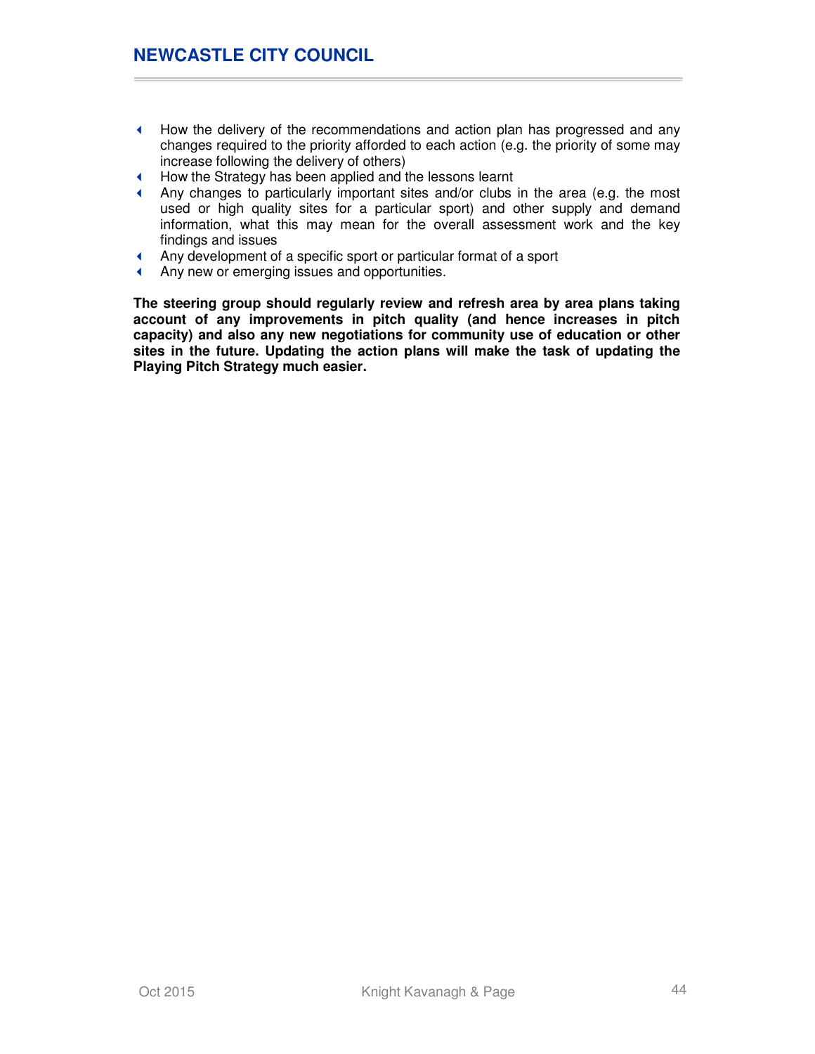- How the delivery of the recommendations and action plan has progressed and any changes required to the priority afforded to each action (e.g. the priority of some may increase following the delivery of others)
- How the Strategy has been applied and the lessons learnt
- Any changes to particularly important sites and/or clubs in the area (e.g. the most used or high quality sites for a particular sport) and other supply and demand information, what this may mean for the overall assessment work and the key findings and issues
- Any development of a specific sport or particular format of a sport
- Any new or emerging issues and opportunities.

**The steering group should regularly review and refresh area by area plans taking account of any improvements in pitch quality (and hence increases in pitch capacity) and also any new negotiations for community use of education or other sites in the future. Updating the action plans will make the task of updating the Playing Pitch Strategy much easier.**